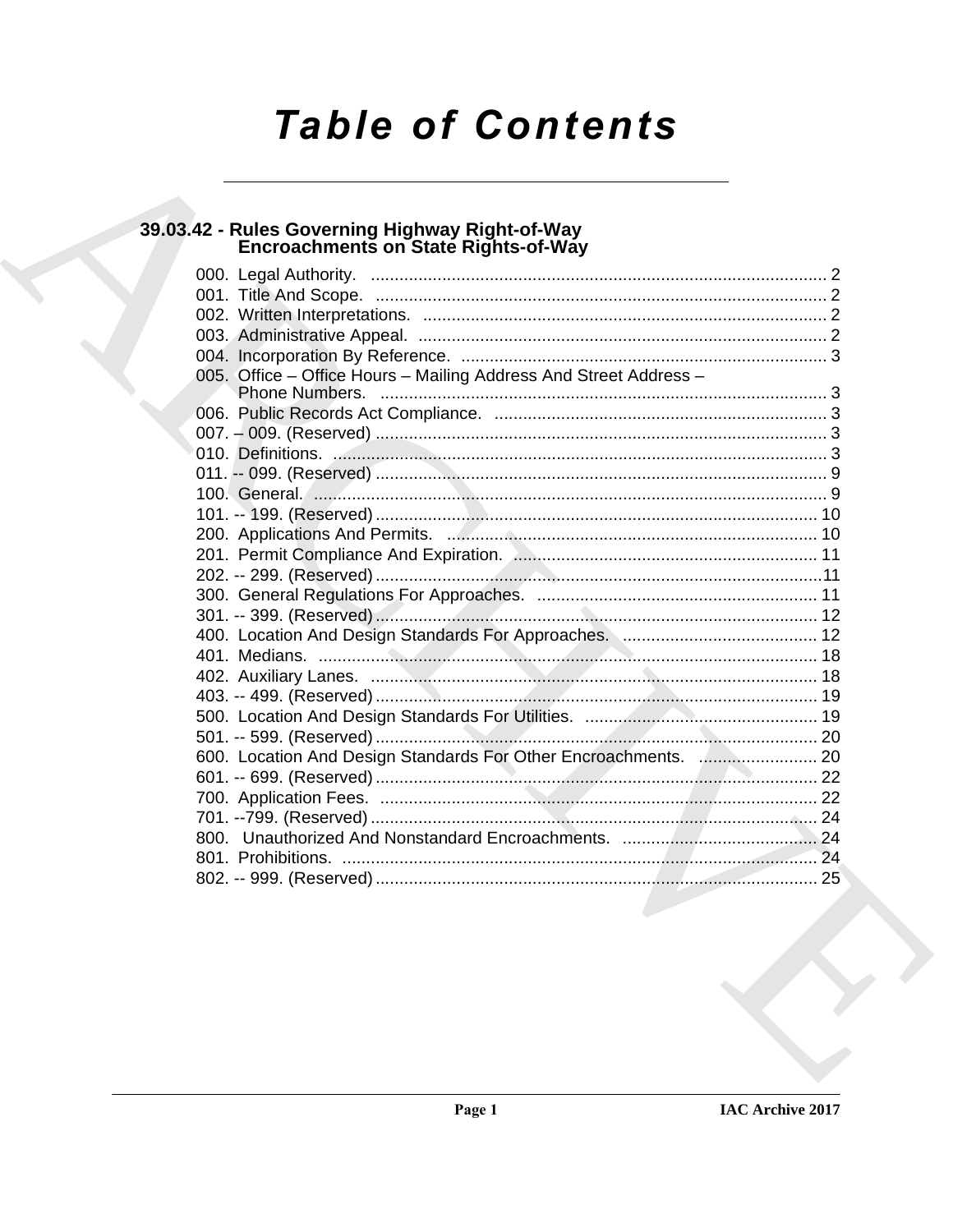# Table of Contents

## 39.03.42 - Rules Governing Highway Right-of-Way Encroachments on State Rights-of-Way

000. Legal Authority. ........ 2
001. Title And Scope. ........ 2
002. Written Interpretations. ........ 2
003. Administrative Appeal. ........ 2
004. Incorporation By Reference. ........ 3
005. Office – Office Hours – Mailing Address And Street Address – Phone Numbers. ........ 3
006. Public Records Act Compliance. ........ 3
007. – 009. (Reserved) ........ 3
010. Definitions. ........ 3
011. -- 099. (Reserved) ........ 9
100. General. ........ 9
101. -- 199. (Reserved) ........ 10
200. Applications And Permits. ........ 10
201. Permit Compliance And Expiration. ........ 11
202. -- 299. (Reserved) ........ 11
300. General Regulations For Approaches. ........ 11
301. -- 399. (Reserved) ........ 12
400. Location And Design Standards For Approaches. ........ 12
401. Medians. ........ 18
402. Auxiliary Lanes. ........ 18
403. -- 499. (Reserved) ........ 19
500. Location And Design Standards For Utilities. ........ 19
501. -- 599. (Reserved) ........ 20
600. Location And Design Standards For Other Encroachments. ........ 20
601. -- 699. (Reserved) ........ 22
700. Application Fees. ........ 22
701. --799. (Reserved) ........ 24
800. Unauthorized And Nonstandard Encroachments. ........ 24
801. Prohibitions. ........ 24
802. -- 999. (Reserved) ........ 25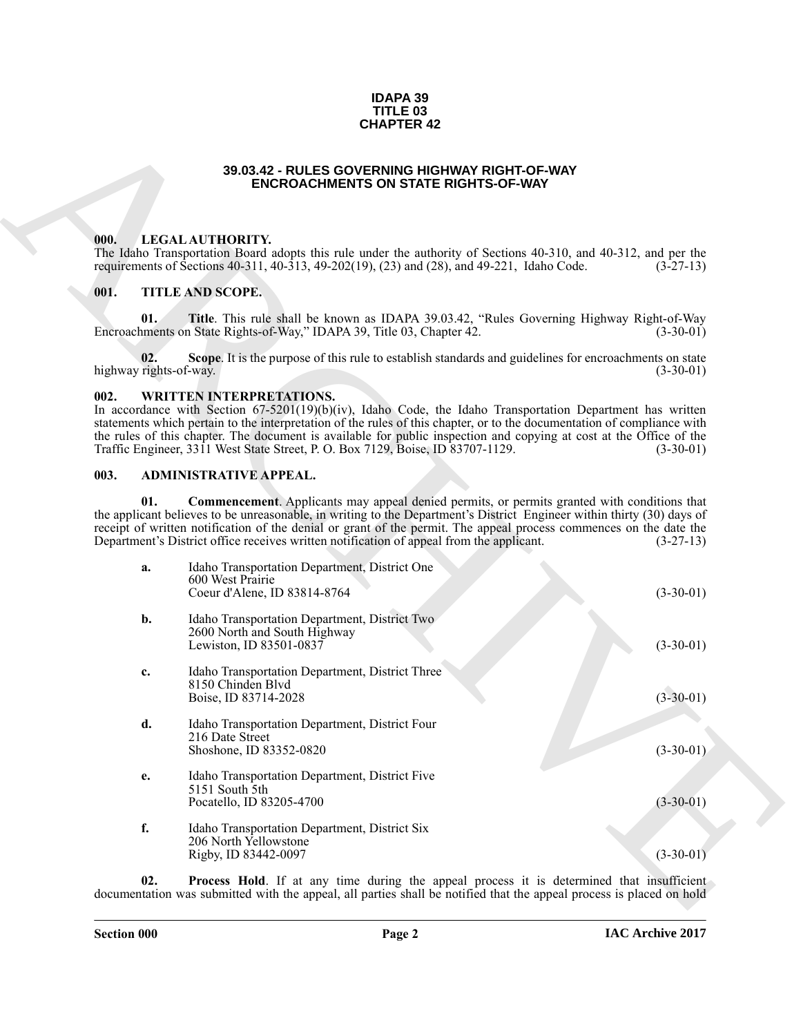**IDAPA 39**
**TITLE 03**
**CHAPTER 42**

# 39.03.42 - RULES GOVERNING HIGHWAY RIGHT-OF-WAY ENCROACHMENTS ON STATE RIGHTS-OF-WAY

## 000. LEGAL AUTHORITY.

The Idaho Transportation Board adopts this rule under the authority of Sections 40-310, and 40-312, and per the requirements of Sections 40-311, 40-313, 49-202(19), (23) and (28), and 49-221, Idaho Code. (3-27-13)

## 001. TITLE AND SCOPE.

**01. Title**. This rule shall be known as IDAPA 39.03.42, "Rules Governing Highway Right-of-Way Encroachments on State Rights-of-Way," IDAPA 39, Title 03, Chapter 42. (3-30-01)

**02. Scope**. It is the purpose of this rule to establish standards and guidelines for encroachments on state highway rights-of-way. (3-30-01)

## 002. WRITTEN INTERPRETATIONS.

In accordance with Section 67-5201(19)(b)(iv), Idaho Code, the Idaho Transportation Department has written statements which pertain to the interpretation of the rules of this chapter, or to the documentation of compliance with the rules of this chapter. The document is available for public inspection and copying at cost at the Office of the Traffic Engineer, 3311 West State Street, P. O. Box 7129, Boise, ID 83707-1129. (3-30-01)

## 003. ADMINISTRATIVE APPEAL.

**01. Commencement**. Applicants may appeal denied permits, or permits granted with conditions that the applicant believes to be unreasonable, in writing to the Department's District Engineer within thirty (30) days of receipt of written notification of the denial or grant of the permit. The appeal process commences on the date the Department's District office receives written notification of appeal from the applicant. (3-27-13)

**a.** Idaho Transportation Department, District One
600 West Prairie
Coeur d'Alene, ID 83814-8764 (3-30-01)

**b.** Idaho Transportation Department, District Two
2600 North and South Highway
Lewiston, ID 83501-0837 (3-30-01)

**c.** Idaho Transportation Department, District Three
8150 Chinden Blvd
Boise, ID 83714-2028 (3-30-01)

**d.** Idaho Transportation Department, District Four
216 Date Street
Shoshone, ID 83352-0820 (3-30-01)

**e.** Idaho Transportation Department, District Five
5151 South 5th
Pocatello, ID 83205-4700 (3-30-01)

**f.** Idaho Transportation Department, District Six
206 North Yellowstone
Rigby, ID 83442-0097 (3-30-01)

**02. Process Hold**. If at any time during the appeal process it is determined that insufficient documentation was submitted with the appeal, all parties shall be notified that the appeal process is placed on hold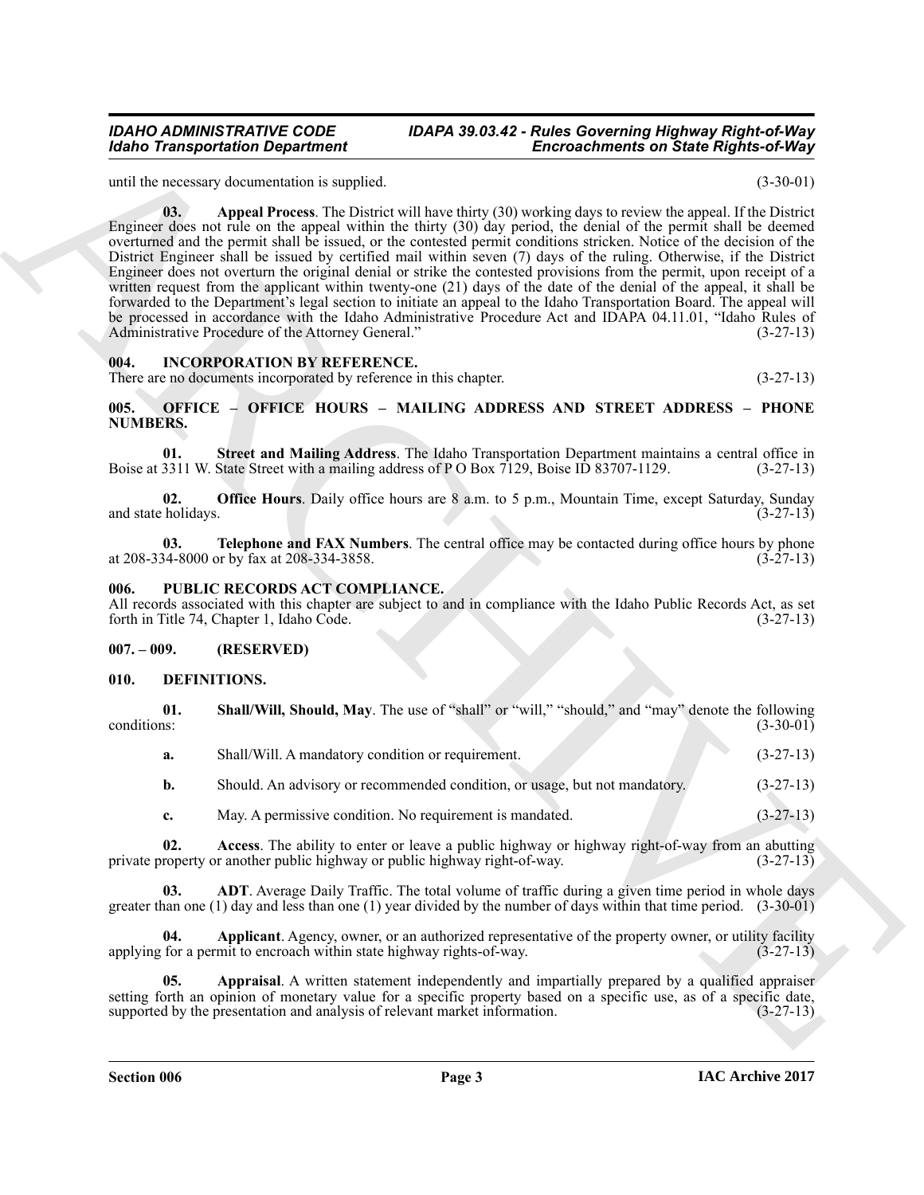until the necessary documentation is supplied. (3-30-01)

**03. Appeal Process**. The District will have thirty (30) working days to review the appeal. If the District Engineer does not rule on the appeal within the thirty (30) day period, the denial of the permit shall be deemed overturned and the permit shall be issued, or the contested permit conditions stricken. Notice of the decision of the District Engineer shall be issued by certified mail within seven (7) days of the ruling. Otherwise, if the District Engineer does not overturn the original denial or strike the contested provisions from the permit, upon receipt of a written request from the applicant within twenty-one (21) days of the date of the denial of the appeal, it shall be forwarded to the Department's legal section to initiate an appeal to the Idaho Transportation Board. The appeal will be processed in accordance with the Idaho Administrative Procedure Act and IDAPA 04.11.01, "Idaho Rules of Administrative Procedure of the Attorney General." (3-27-13)

## 004. INCORPORATION BY REFERENCE.

There are no documents incorporated by reference in this chapter. (3-27-13)

## 005. OFFICE – OFFICE HOURS – MAILING ADDRESS AND STREET ADDRESS – PHONE NUMBERS.

**01. Street and Mailing Address**. The Idaho Transportation Department maintains a central office in Boise at 3311 W. State Street with a mailing address of P O Box 7129, Boise ID 83707-1129. (3-27-13)

**02. Office Hours**. Daily office hours are 8 a.m. to 5 p.m., Mountain Time, except Saturday, Sunday and state holidays. (3-27-13)

**03. Telephone and FAX Numbers**. The central office may be contacted during office hours by phone at 208-334-8000 or by fax at 208-334-3858. (3-27-13)

## 006. PUBLIC RECORDS ACT COMPLIANCE.

All records associated with this chapter are subject to and in compliance with the Idaho Public Records Act, as set forth in Title 74, Chapter 1, Idaho Code. (3-27-13)

## 007. – 009. (RESERVED)

## 010. DEFINITIONS.

**01. Shall/Will, Should, May**. The use of "shall" or "will," "should," and "may" denote the following conditions: (3-30-01)

**a.** Shall/Will. A mandatory condition or requirement. (3-27-13)

**b.** Should. An advisory or recommended condition, or usage, but not mandatory. (3-27-13)

**c.** May. A permissive condition. No requirement is mandated. (3-27-13)

**02. Access**. The ability to enter or leave a public highway or highway right-of-way from an abutting private property or another public highway or public highway right-of-way. (3-27-13)

**03. ADT**. Average Daily Traffic. The total volume of traffic during a given time period in whole days greater than one (1) day and less than one (1) year divided by the number of days within that time period. (3-30-01)

**04. Applicant**. Agency, owner, or an authorized representative of the property owner, or utility facility applying for a permit to encroach within state highway rights-of-way. (3-27-13)

**05. Appraisal**. A written statement independently and impartially prepared by a qualified appraiser setting forth an opinion of monetary value for a specific property based on a specific use, as of a specific date, supported by the presentation and analysis of relevant market information. (3-27-13)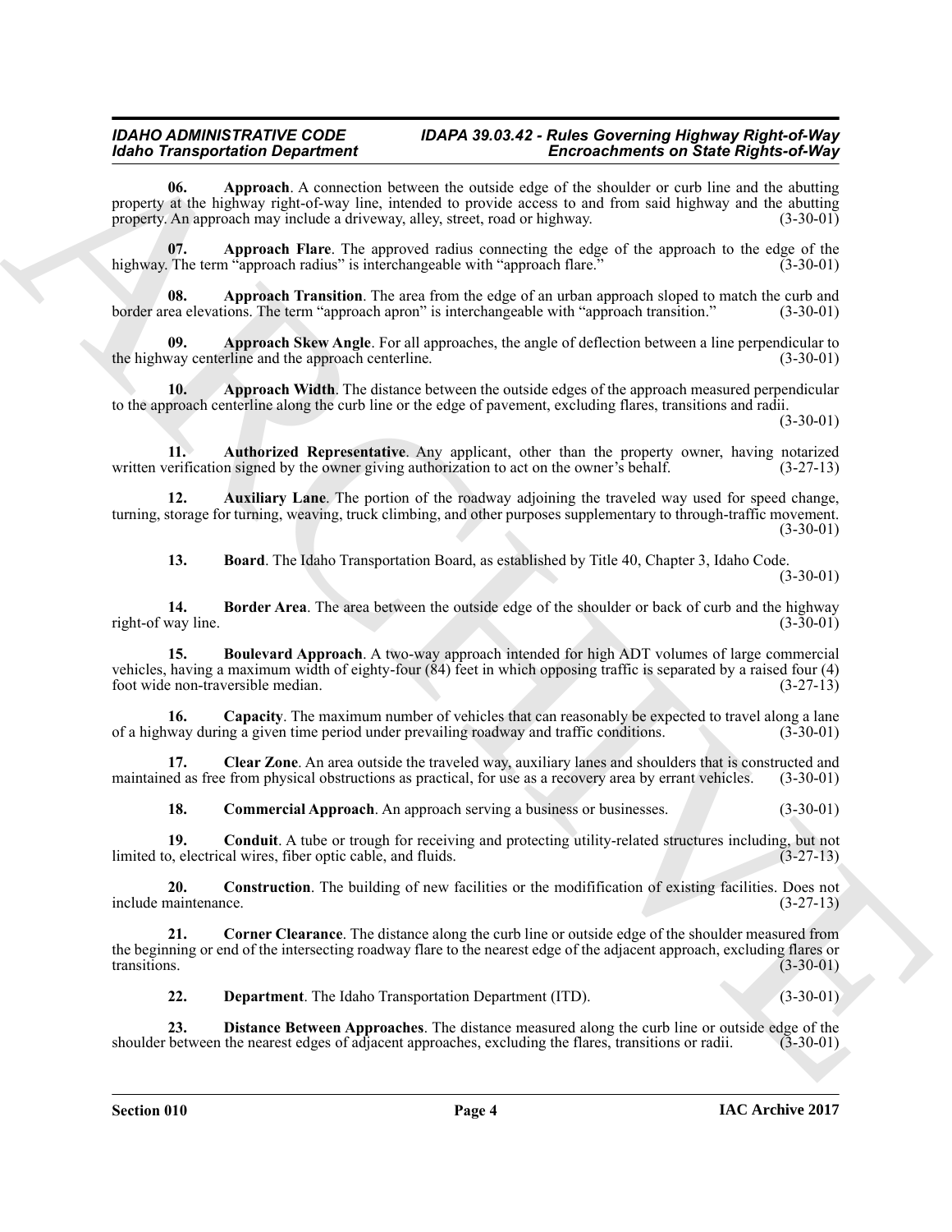**06. Approach**. A connection between the outside edge of the shoulder or curb line and the abutting property at the highway right-of-way line, intended to provide access to and from said highway and the abutting property. An approach may include a driveway, alley, street, road or highway. (3-30-01)

**07. Approach Flare**. The approved radius connecting the edge of the approach to the edge of the highway. The term "approach radius" is interchangeable with "approach flare." (3-30-01)

**08. Approach Transition**. The area from the edge of an urban approach sloped to match the curb and border area elevations. The term "approach apron" is interchangeable with "approach transition." (3-30-01)

**09. Approach Skew Angle**. For all approaches, the angle of deflection between a line perpendicular to the highway centerline and the approach centerline. (3-30-01)

**10. Approach Width**. The distance between the outside edges of the approach measured perpendicular to the approach centerline along the curb line or the edge of pavement, excluding flares, transitions and radii. (3-30-01)

**11. Authorized Representative**. Any applicant, other than the property owner, having notarized written verification signed by the owner giving authorization to act on the owner's behalf. (3-27-13)

**12. Auxiliary Lane**. The portion of the roadway adjoining the traveled way used for speed change, turning, storage for turning, weaving, truck climbing, and other purposes supplementary to through-traffic movement. (3-30-01)

**13. Board**. The Idaho Transportation Board, as established by Title 40, Chapter 3, Idaho Code. (3-30-01)

**14. Border Area**. The area between the outside edge of the shoulder or back of curb and the highway right-of way line. (3-30-01)

**15. Boulevard Approach**. A two-way approach intended for high ADT volumes of large commercial vehicles, having a maximum width of eighty-four (84) feet in which opposing traffic is separated by a raised four (4) foot wide non-traversible median. (3-27-13)

**16. Capacity**. The maximum number of vehicles that can reasonably be expected to travel along a lane of a highway during a given time period under prevailing roadway and traffic conditions. (3-30-01)

**17. Clear Zone**. An area outside the traveled way, auxiliary lanes and shoulders that is constructed and maintained as free from physical obstructions as practical, for use as a recovery area by errant vehicles. (3-30-01)

**18. Commercial Approach**. An approach serving a business or businesses. (3-30-01)

**19. Conduit**. A tube or trough for receiving and protecting utility-related structures including, but not limited to, electrical wires, fiber optic cable, and fluids. (3-27-13)

**20. Construction**. The building of new facilities or the modification of existing facilities. Does not include maintenance. (3-27-13)

**21. Corner Clearance**. The distance along the curb line or outside edge of the shoulder measured from the beginning or end of the intersecting roadway flare to the nearest edge of the adjacent approach, excluding flares or transitions. (3-30-01)

**22. Department**. The Idaho Transportation Department (ITD). (3-30-01)

**23. Distance Between Approaches**. The distance measured along the curb line or outside edge of the shoulder between the nearest edges of adjacent approaches, excluding the flares, transitions or radii. (3-30-01)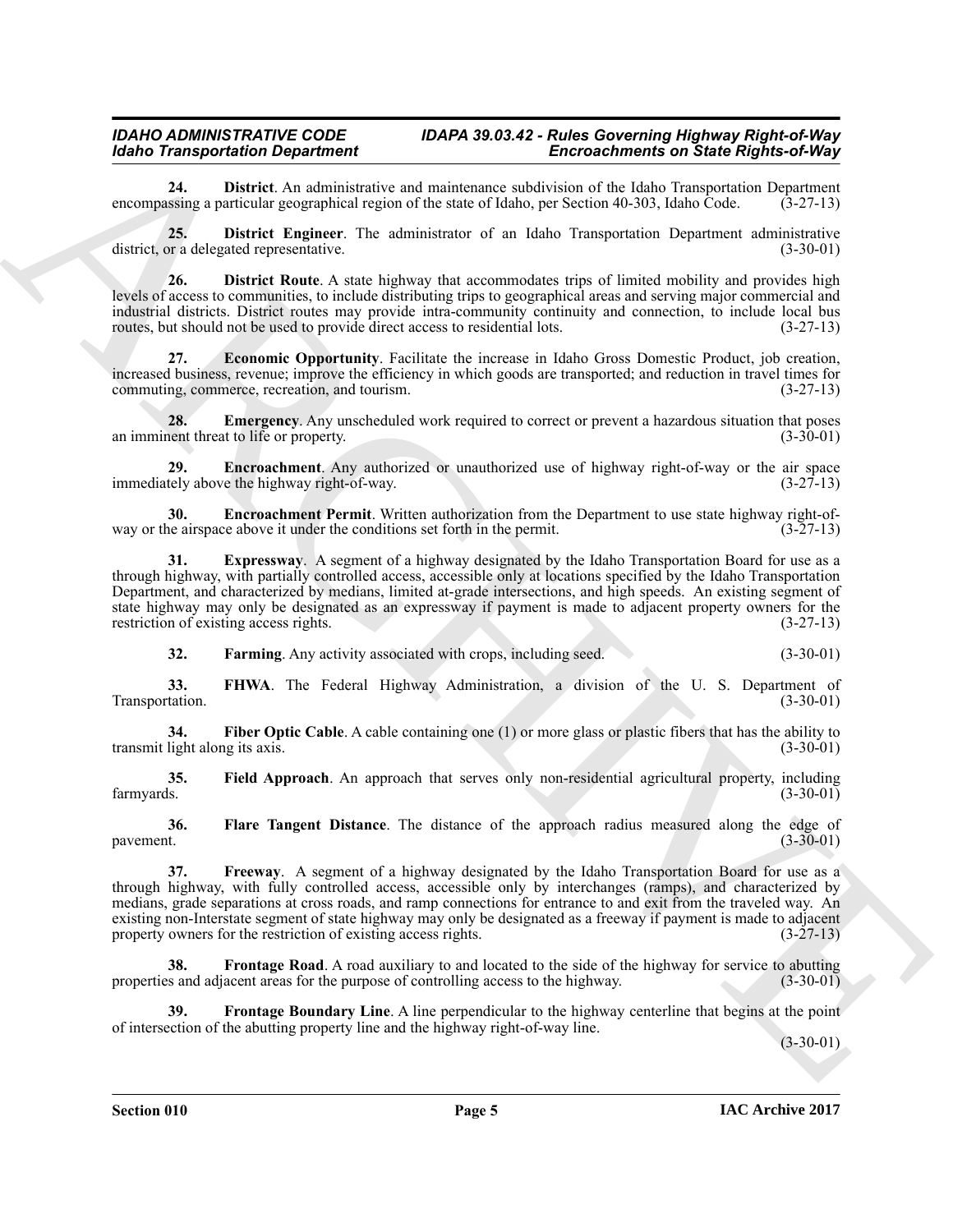**24. District**. An administrative and maintenance subdivision of the Idaho Transportation Department encompassing a particular geographical region of the state of Idaho, per Section 40-303, Idaho Code. (3-27-13)

**25. District Engineer**. The administrator of an Idaho Transportation Department administrative district, or a delegated representative. (3-30-01)

**26. District Route**. A state highway that accommodates trips of limited mobility and provides high levels of access to communities, to include distributing trips to geographical areas and serving major commercial and industrial districts. District routes may provide intra-community continuity and connection, to include local bus routes, but should not be used to provide direct access to residential lots. (3-27-13)

**27. Economic Opportunity**. Facilitate the increase in Idaho Gross Domestic Product, job creation, increased business, revenue; improve the efficiency in which goods are transported; and reduction in travel times for commuting, commerce, recreation, and tourism. (3-27-13)

**28. Emergency**. Any unscheduled work required to correct or prevent a hazardous situation that poses an imminent threat to life or property. (3-30-01)

**29. Encroachment**. Any authorized or unauthorized use of highway right-of-way or the air space immediately above the highway right-of-way. (3-27-13)

**30. Encroachment Permit**. Written authorization from the Department to use state highway right-of-way or the airspace above it under the conditions set forth in the permit. (3-27-13)

**31. Expressway**. A segment of a highway designated by the Idaho Transportation Board for use as a through highway, with partially controlled access, accessible only at locations specified by the Idaho Transportation Department, and characterized by medians, limited at-grade intersections, and high speeds. An existing segment of state highway may only be designated as an expressway if payment is made to adjacent property owners for the restriction of existing access rights. (3-27-13)

**32. Farming**. Any activity associated with crops, including seed. (3-30-01)

**33. FHWA**. The Federal Highway Administration, a division of the U. S. Department of Transportation. (3-30-01)

**34. Fiber Optic Cable**. A cable containing one (1) or more glass or plastic fibers that has the ability to transmit light along its axis. (3-30-01)

**35. Field Approach**. An approach that serves only non-residential agricultural property, including farmyards. (3-30-01)

**36. Flare Tangent Distance**. The distance of the approach radius measured along the edge of pavement. (3-30-01)

**37. Freeway**. A segment of a highway designated by the Idaho Transportation Board for use as a through highway, with fully controlled access, accessible only by interchanges (ramps), and characterized by medians, grade separations at cross roads, and ramp connections for entrance to and exit from the traveled way. An existing non-Interstate segment of state highway may only be designated as a freeway if payment is made to adjacent property owners for the restriction of existing access rights. (3-27-13)

**38. Frontage Road**. A road auxiliary to and located to the side of the highway for service to abutting properties and adjacent areas for the purpose of controlling access to the highway. (3-30-01)

**39. Frontage Boundary Line**. A line perpendicular to the highway centerline that begins at the point of intersection of the abutting property line and the highway right-of-way line. (3-30-01)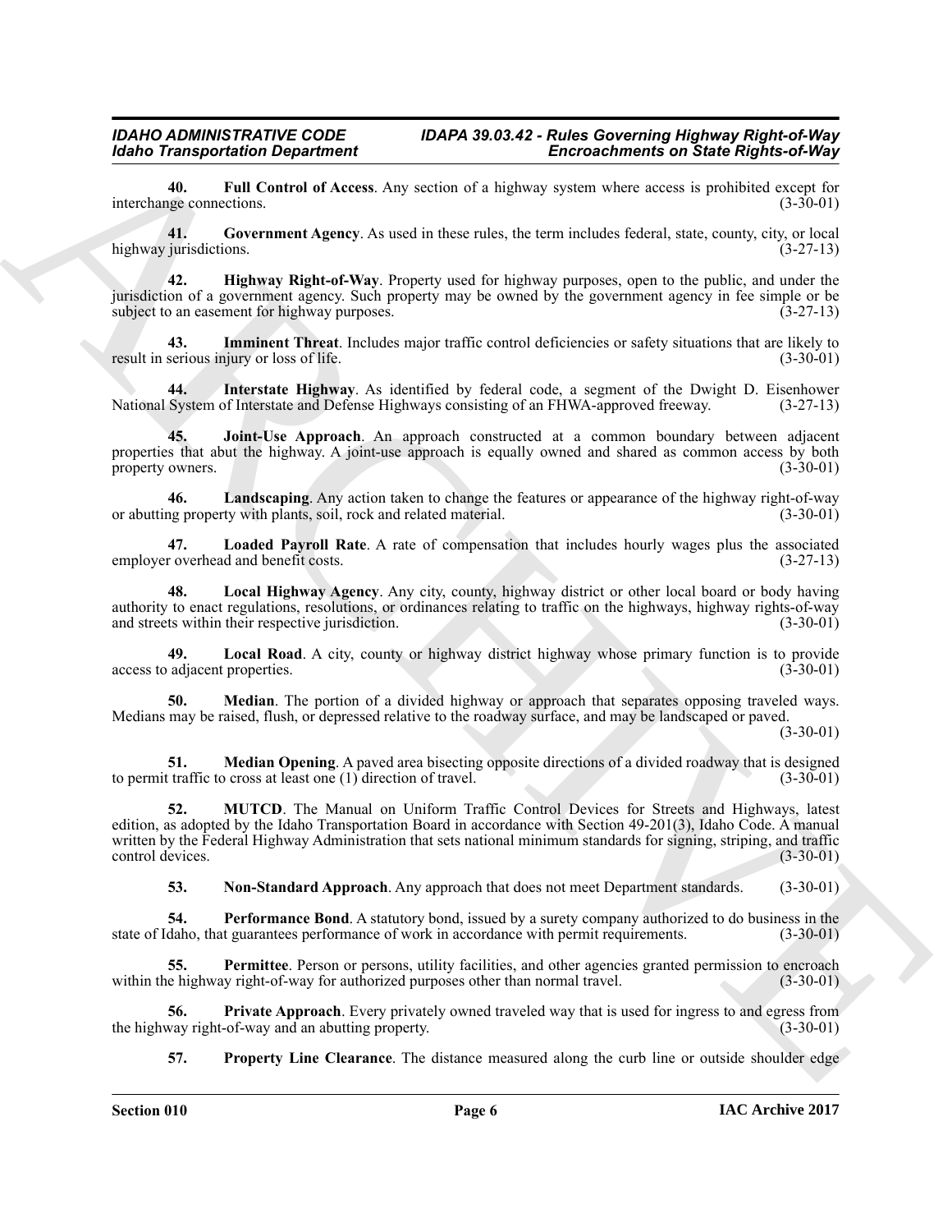**40. Full Control of Access**. Any section of a highway system where access is prohibited except for interchange connections. (3-30-01)

**41. Government Agency**. As used in these rules, the term includes federal, state, county, city, or local highway jurisdictions. (3-27-13)

**42. Highway Right-of-Way**. Property used for highway purposes, open to the public, and under the jurisdiction of a government agency. Such property may be owned by the government agency in fee simple or be subject to an easement for highway purposes. (3-27-13)

**43. Imminent Threat**. Includes major traffic control deficiencies or safety situations that are likely to result in serious injury or loss of life. (3-30-01)

**44. Interstate Highway**. As identified by federal code, a segment of the Dwight D. Eisenhower National System of Interstate and Defense Highways consisting of an FHWA-approved freeway. (3-27-13)

**45. Joint-Use Approach**. An approach constructed at a common boundary between adjacent properties that abut the highway. A joint-use approach is equally owned and shared as common access by both property owners. (3-30-01)

**46. Landscaping**. Any action taken to change the features or appearance of the highway right-of-way or abutting property with plants, soil, rock and related material. (3-30-01)

**47. Loaded Payroll Rate**. A rate of compensation that includes hourly wages plus the associated employer overhead and benefit costs. (3-27-13)

**48. Local Highway Agency**. Any city, county, highway district or other local board or body having authority to enact regulations, resolutions, or ordinances relating to traffic on the highways, highway rights-of-way and streets within their respective jurisdiction. (3-30-01)

**49. Local Road**. A city, county or highway district highway whose primary function is to provide access to adjacent properties. (3-30-01)

**50. Median**. The portion of a divided highway or approach that separates opposing traveled ways. Medians may be raised, flush, or depressed relative to the roadway surface, and may be landscaped or paved. (3-30-01)

**51. Median Opening**. A paved area bisecting opposite directions of a divided roadway that is designed to permit traffic to cross at least one (1) direction of travel. (3-30-01)

**52. MUTCD**. The Manual on Uniform Traffic Control Devices for Streets and Highways, latest edition, as adopted by the Idaho Transportation Board in accordance with Section 49-201(3), Idaho Code. A manual written by the Federal Highway Administration that sets national minimum standards for signing, striping, and traffic control devices. (3-30-01)

**53. Non-Standard Approach**. Any approach that does not meet Department standards. (3-30-01)

**54. Performance Bond**. A statutory bond, issued by a surety company authorized to do business in the state of Idaho, that guarantees performance of work in accordance with permit requirements. (3-30-01)

**55. Permittee**. Person or persons, utility facilities, and other agencies granted permission to encroach within the highway right-of-way for authorized purposes other than normal travel. (3-30-01)

**56. Private Approach**. Every privately owned traveled way that is used for ingress to and egress from the highway right-of-way and an abutting property. (3-30-01)

**57. Property Line Clearance**. The distance measured along the curb line or outside shoulder edge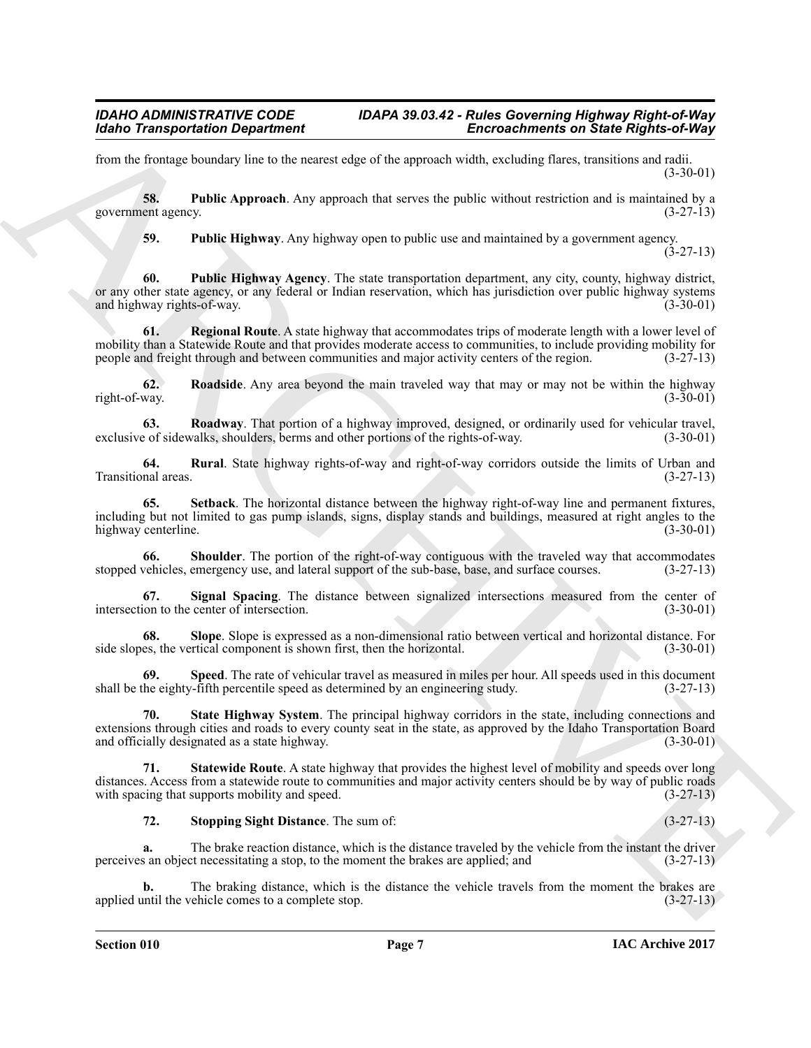from the frontage boundary line to the nearest edge of the approach width, excluding flares, transitions and radii. (3-30-01)

**58. Public Approach**. Any approach that serves the public without restriction and is maintained by a government agency. (3-27-13)

**59. Public Highway**. Any highway open to public use and maintained by a government agency. (3-27-13)

**60. Public Highway Agency**. The state transportation department, any city, county, highway district, or any other state agency, or any federal or Indian reservation, which has jurisdiction over public highway systems and highway rights-of-way. (3-30-01)

**61. Regional Route**. A state highway that accommodates trips of moderate length with a lower level of mobility than a Statewide Route and that provides moderate access to communities, to include providing mobility for people and freight through and between communities and major activity centers of the region. (3-27-13)

**62. Roadside**. Any area beyond the main traveled way that may or may not be within the highway right-of-way. (3-30-01)

**63. Roadway**. That portion of a highway improved, designed, or ordinarily used for vehicular travel, exclusive of sidewalks, shoulders, berms and other portions of the rights-of-way. (3-30-01)

**64. Rural**. State highway rights-of-way and right-of-way corridors outside the limits of Urban and Transitional areas. (3-27-13)

**65. Setback**. The horizontal distance between the highway right-of-way line and permanent fixtures, including but not limited to gas pump islands, signs, display stands and buildings, measured at right angles to the highway centerline. (3-30-01)

**66. Shoulder**. The portion of the right-of-way contiguous with the traveled way that accommodates stopped vehicles, emergency use, and lateral support of the sub-base, base, and surface courses. (3-27-13)

**67. Signal Spacing**. The distance between signalized intersections measured from the center of intersection to the center of intersection. (3-30-01)

**68. Slope**. Slope is expressed as a non-dimensional ratio between vertical and horizontal distance. For side slopes, the vertical component is shown first, then the horizontal. (3-30-01)

**69. Speed**. The rate of vehicular travel as measured in miles per hour. All speeds used in this document shall be the eighty-fifth percentile speed as determined by an engineering study. (3-27-13)

**70. State Highway System**. The principal highway corridors in the state, including connections and extensions through cities and roads to every county seat in the state, as approved by the Idaho Transportation Board and officially designated as a state highway. (3-30-01)

**71. Statewide Route**. A state highway that provides the highest level of mobility and speeds over long distances. Access from a statewide route to communities and major activity centers should be by way of public roads with spacing that supports mobility and speed. (3-27-13)

**72. Stopping Sight Distance**. The sum of: (3-27-13)

**a.** The brake reaction distance, which is the distance traveled by the vehicle from the instant the driver perceives an object necessitating a stop, to the moment the brakes are applied; and (3-27-13)

**b.** The braking distance, which is the distance the vehicle travels from the moment the brakes are applied until the vehicle comes to a complete stop. (3-27-13)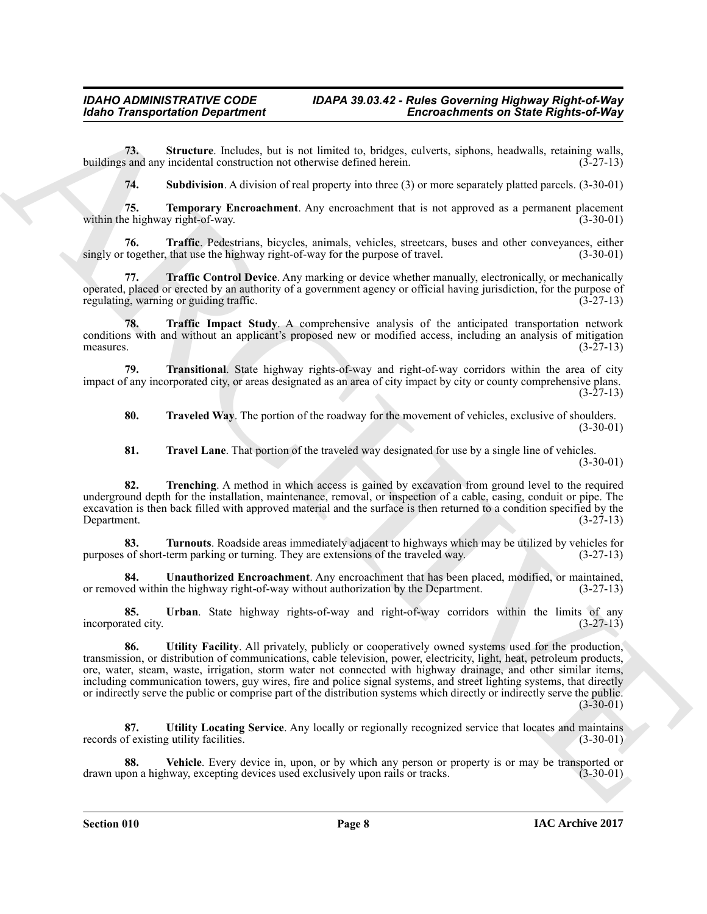**73. Structure**. Includes, but is not limited to, bridges, culverts, siphons, headwalls, retaining walls, buildings and any incidental construction not otherwise defined herein. (3-27-13)

**74. Subdivision**. A division of real property into three (3) or more separately platted parcels. (3-30-01)

**75. Temporary Encroachment**. Any encroachment that is not approved as a permanent placement within the highway right-of-way. (3-30-01)

**76. Traffic**. Pedestrians, bicycles, animals, vehicles, streetcars, buses and other conveyances, either singly or together, that use the highway right-of-way for the purpose of travel. (3-30-01)

**77. Traffic Control Device**. Any marking or device whether manually, electronically, or mechanically operated, placed or erected by an authority of a government agency or official having jurisdiction, for the purpose of regulating, warning or guiding traffic. (3-27-13)

**78. Traffic Impact Study**. A comprehensive analysis of the anticipated transportation network conditions with and without an applicant's proposed new or modified access, including an analysis of mitigation measures. (3-27-13)

**79. Transitional**. State highway rights-of-way and right-of-way corridors within the area of city impact of any incorporated city, or areas designated as an area of city impact by city or county comprehensive plans. (3-27-13)

**80. Traveled Way**. The portion of the roadway for the movement of vehicles, exclusive of shoulders. (3-30-01)

**81. Travel Lane**. That portion of the traveled way designated for use by a single line of vehicles. (3-30-01)

**82. Trenching**. A method in which access is gained by excavation from ground level to the required underground depth for the installation, maintenance, removal, or inspection of a cable, casing, conduit or pipe. The excavation is then back filled with approved material and the surface is then returned to a condition specified by the Department. (3-27-13)

**83. Turnouts**. Roadside areas immediately adjacent to highways which may be utilized by vehicles for purposes of short-term parking or turning. They are extensions of the traveled way. (3-27-13)

**84. Unauthorized Encroachment**. Any encroachment that has been placed, modified, or maintained, or removed within the highway right-of-way without authorization by the Department. (3-27-13)

**85. Urban**. State highway rights-of-way and right-of-way corridors within the limits of any incorporated city. (3-27-13)

**86. Utility Facility**. All privately, publicly or cooperatively owned systems used for the production, transmission, or distribution of communications, cable television, power, electricity, light, heat, petroleum products, ore, water, steam, waste, irrigation, storm water not connected with highway drainage, and other similar items, including communication towers, guy wires, fire and police signal systems, and street lighting systems, that directly or indirectly serve the public or comprise part of the distribution systems which directly or indirectly serve the public. (3-30-01)

**87. Utility Locating Service**. Any locally or regionally recognized service that locates and maintains records of existing utility facilities. (3-30-01)

**88. Vehicle**. Every device in, upon, or by which any person or property is or may be transported or drawn upon a highway, excepting devices used exclusively upon rails or tracks. (3-30-01)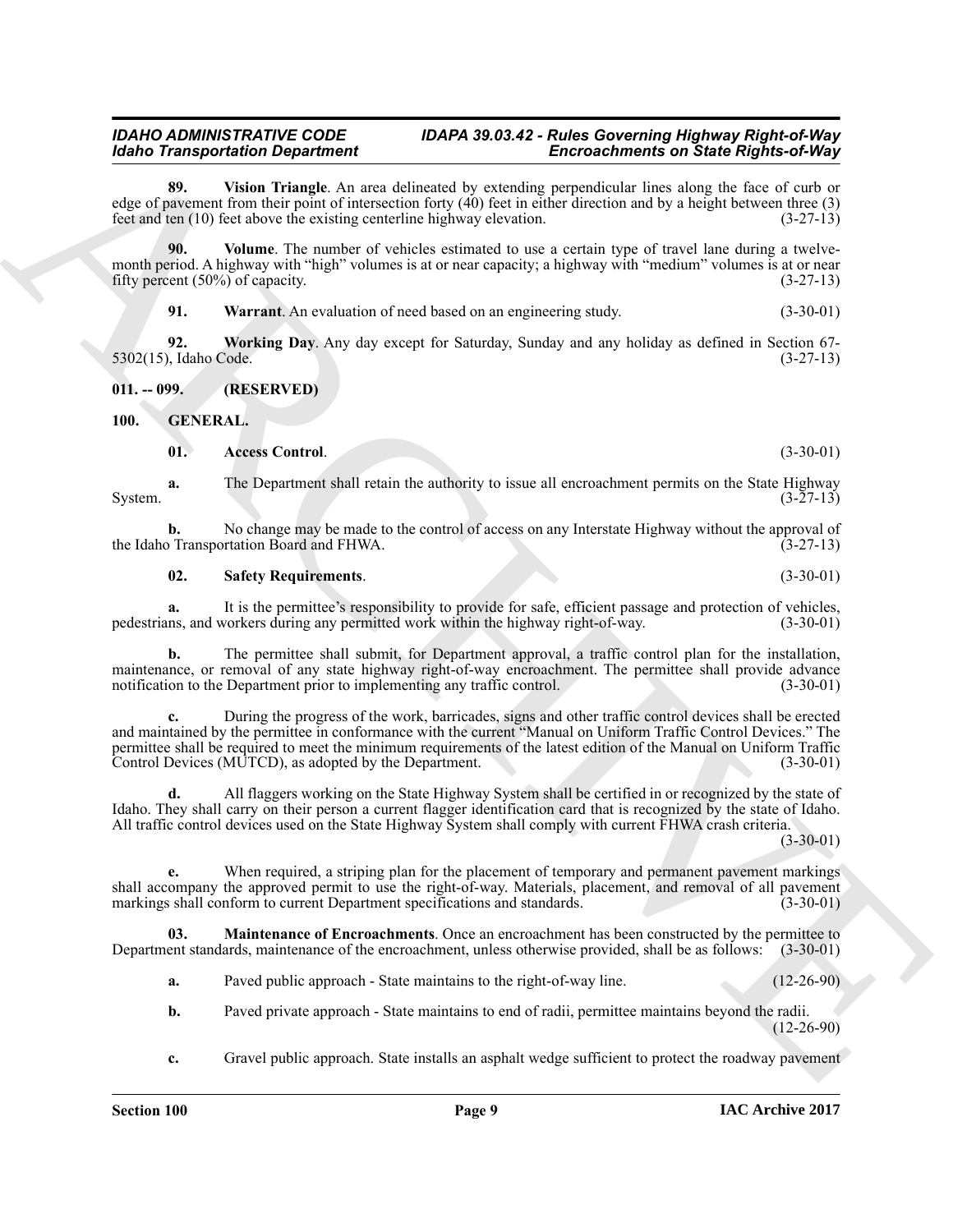**89. Vision Triangle**. An area delineated by extending perpendicular lines along the face of curb or edge of pavement from their point of intersection forty (40) feet in either direction and by a height between three (3) feet and ten (10) feet above the existing centerline highway elevation. (3-27-13)

**90. Volume**. The number of vehicles estimated to use a certain type of travel lane during a twelve-month period. A highway with "high" volumes is at or near capacity; a highway with "medium" volumes is at or near fifty percent (50%) of capacity. (3-27-13)

**91. Warrant**. An evaluation of need based on an engineering study. (3-30-01)

**92. Working Day**. Any day except for Saturday, Sunday and any holiday as defined in Section 67-5302(15), Idaho Code. (3-27-13)

## 011. -- 099. (RESERVED)

## 100. GENERAL.

**01. Access Control**. (3-30-01)

**a.** The Department shall retain the authority to issue all encroachment permits on the State Highway System. (3-27-13)

**b.** No change may be made to the control of access on any Interstate Highway without the approval of the Idaho Transportation Board and FHWA. (3-27-13)

**02. Safety Requirements**. (3-30-01)

**a.** It is the permittee's responsibility to provide for safe, efficient passage and protection of vehicles, pedestrians, and workers during any permitted work within the highway right-of-way. (3-30-01)

**b.** The permittee shall submit, for Department approval, a traffic control plan for the installation, maintenance, or removal of any state highway right-of-way encroachment. The permittee shall provide advance notification to the Department prior to implementing any traffic control. (3-30-01)

**c.** During the progress of the work, barricades, signs and other traffic control devices shall be erected and maintained by the permittee in conformance with the current "Manual on Uniform Traffic Control Devices." The permittee shall be required to meet the minimum requirements of the latest edition of the Manual on Uniform Traffic Control Devices (MUTCD), as adopted by the Department. (3-30-01)

**d.** All flaggers working on the State Highway System shall be certified in or recognized by the state of Idaho. They shall carry on their person a current flagger identification card that is recognized by the state of Idaho. All traffic control devices used on the State Highway System shall comply with current FHWA crash criteria. (3-30-01)

**e.** When required, a striping plan for the placement of temporary and permanent pavement markings shall accompany the approved permit to use the right-of-way. Materials, placement, and removal of all pavement markings shall conform to current Department specifications and standards. (3-30-01)

**03. Maintenance of Encroachments**. Once an encroachment has been constructed by the permittee to Department standards, maintenance of the encroachment, unless otherwise provided, shall be as follows: (3-30-01)

**a.** Paved public approach - State maintains to the right-of-way line. (12-26-90)

**b.** Paved private approach - State maintains to end of radii, permittee maintains beyond the radii. (12-26-90)

**c.** Gravel public approach. State installs an asphalt wedge sufficient to protect the roadway pavement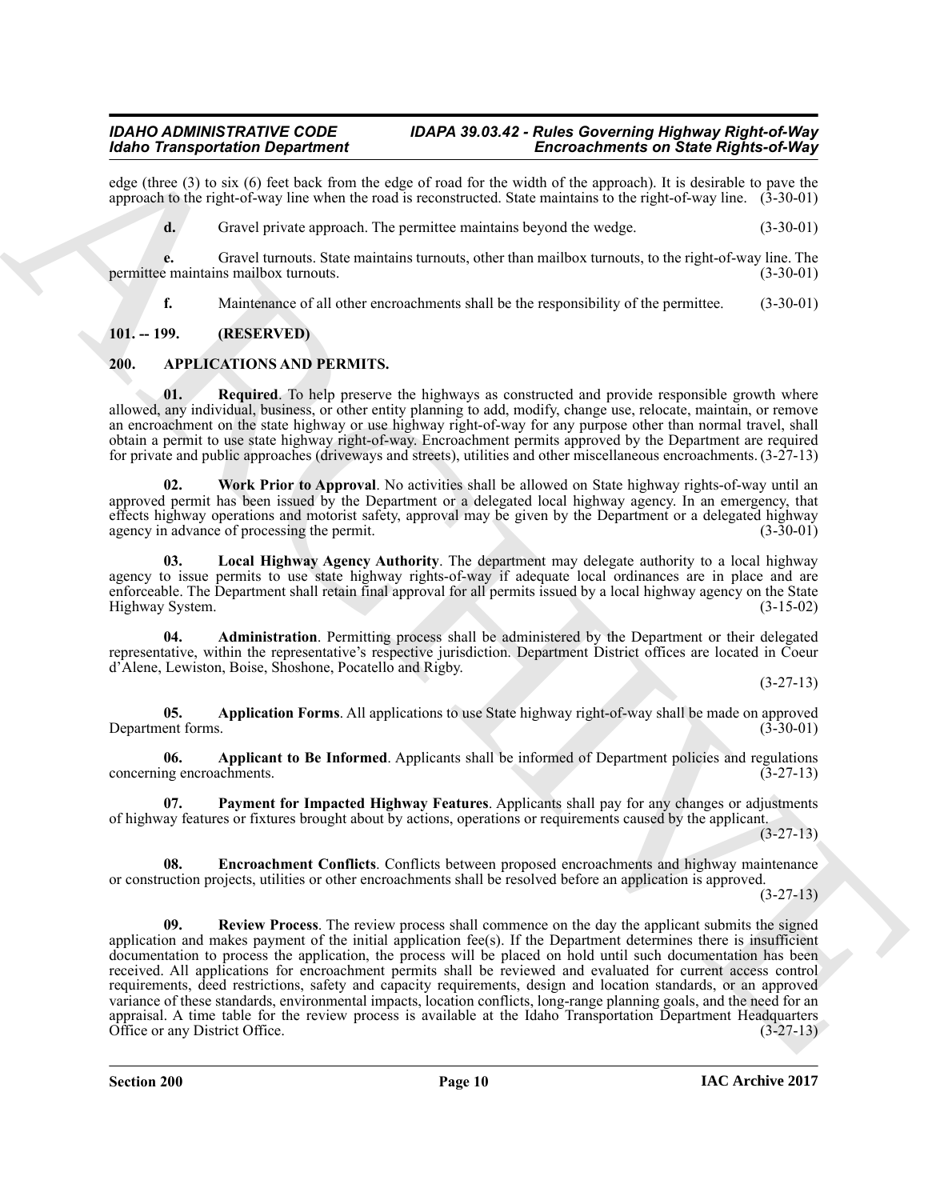edge (three (3) to six (6) feet back from the edge of road for the width of the approach). It is desirable to pave the approach to the right-of-way line when the road is reconstructed. State maintains to the right-of-way line. (3-30-01)

**d.** Gravel private approach. The permittee maintains beyond the wedge. (3-30-01)

**e.** Gravel turnouts. State maintains turnouts, other than mailbox turnouts, to the right-of-way line. The permittee maintains mailbox turnouts. (3-30-01)

**f.** Maintenance of all other encroachments shall be the responsibility of the permittee. (3-30-01)

## 101. -- 199. (RESERVED)

## 200. APPLICATIONS AND PERMITS.

**01. Required**. To help preserve the highways as constructed and provide responsible growth where allowed, any individual, business, or other entity planning to add, modify, change use, relocate, maintain, or remove an encroachment on the state highway or use highway right-of-way for any purpose other than normal travel, shall obtain a permit to use state highway right-of-way. Encroachment permits approved by the Department are required for private and public approaches (driveways and streets), utilities and other miscellaneous encroachments. (3-27-13)

**02. Work Prior to Approval**. No activities shall be allowed on State highway rights-of-way until an approved permit has been issued by the Department or a delegated local highway agency. In an emergency, that effects highway operations and motorist safety, approval may be given by the Department or a delegated highway agency in advance of processing the permit. (3-30-01)

**03. Local Highway Agency Authority**. The department may delegate authority to a local highway agency to issue permits to use state highway rights-of-way if adequate local ordinances are in place and are enforceable. The Department shall retain final approval for all permits issued by a local highway agency on the State Highway System. (3-15-02)

**04. Administration**. Permitting process shall be administered by the Department or their delegated representative, within the representative's respective jurisdiction. Department District offices are located in Coeur d'Alene, Lewiston, Boise, Shoshone, Pocatello and Rigby. (3-27-13)

**05. Application Forms**. All applications to use State highway right-of-way shall be made on approved Department forms. (3-30-01)

**06. Applicant to Be Informed**. Applicants shall be informed of Department policies and regulations concerning encroachments. (3-27-13)

**07. Payment for Impacted Highway Features**. Applicants shall pay for any changes or adjustments of highway features or fixtures brought about by actions, operations or requirements caused by the applicant. (3-27-13)

**08. Encroachment Conflicts**. Conflicts between proposed encroachments and highway maintenance or construction projects, utilities or other encroachments shall be resolved before an application is approved. (3-27-13)

**09. Review Process**. The review process shall commence on the day the applicant submits the signed application and makes payment of the initial application fee(s). If the Department determines there is insufficient documentation to process the application, the process will be placed on hold until such documentation has been received. All applications for encroachment permits shall be reviewed and evaluated for current access control requirements, deed restrictions, safety and capacity requirements, design and location standards, or an approved variance of these standards, environmental impacts, location conflicts, long-range planning goals, and the need for an appraisal. A time table for the review process is available at the Idaho Transportation Department Headquarters Office or any District Office. (3-27-13)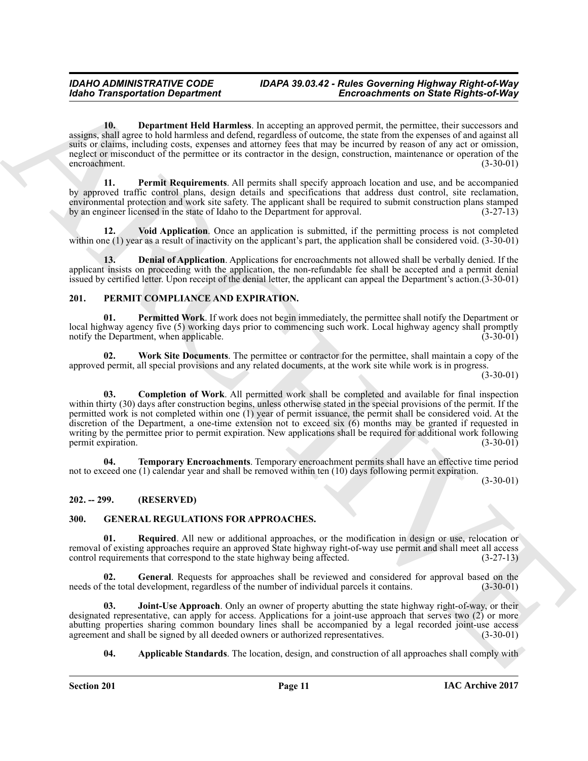**10. Department Held Harmless**. In accepting an approved permit, the permittee, their successors and assigns, shall agree to hold harmless and defend, regardless of outcome, the state from the expenses of and against all suits or claims, including costs, expenses and attorney fees that may be incurred by reason of any act or omission, neglect or misconduct of the permittee or its contractor in the design, construction, maintenance or operation of the encroachment. (3-30-01)

**11. Permit Requirements**. All permits shall specify approach location and use, and be accompanied by approved traffic control plans, design details and specifications that address dust control, site reclamation, environmental protection and work site safety. The applicant shall be required to submit construction plans stamped by an engineer licensed in the state of Idaho to the Department for approval. (3-27-13)

**12. Void Application**. Once an application is submitted, if the permitting process is not completed within one (1) year as a result of inactivity on the applicant's part, the application shall be considered void. (3-30-01)

**13. Denial of Application**. Applications for encroachments not allowed shall be verbally denied. If the applicant insists on proceeding with the application, the non-refundable fee shall be accepted and a permit denial issued by certified letter. Upon receipt of the denial letter, the applicant can appeal the Department's action.(3-30-01)

## 201. PERMIT COMPLIANCE AND EXPIRATION.

**01. Permitted Work**. If work does not begin immediately, the permittee shall notify the Department or local highway agency five (5) working days prior to commencing such work. Local highway agency shall promptly notify the Department, when applicable. (3-30-01)

**02. Work Site Documents**. The permittee or contractor for the permittee, shall maintain a copy of the approved permit, all special provisions and any related documents, at the work site while work is in progress. (3-30-01)

**03. Completion of Work**. All permitted work shall be completed and available for final inspection within thirty (30) days after construction begins, unless otherwise stated in the special provisions of the permit. If the permitted work is not completed within one (1) year of permit issuance, the permit shall be considered void. At the discretion of the Department, a one-time extension not to exceed six (6) months may be granted if requested in writing by the permittee prior to permit expiration. New applications shall be required for additional work following permit expiration. (3-30-01)

**04. Temporary Encroachments**. Temporary encroachment permits shall have an effective time period not to exceed one (1) calendar year and shall be removed within ten (10) days following permit expiration. (3-30-01)

## 202. -- 299. (RESERVED)

## 300. GENERAL REGULATIONS FOR APPROACHES.

**01. Required**. All new or additional approaches, or the modification in design or use, relocation or removal of existing approaches require an approved State highway right-of-way use permit and shall meet all access control requirements that correspond to the state highway being affected. (3-27-13)

**02. General**. Requests for approaches shall be reviewed and considered for approval based on the needs of the total development, regardless of the number of individual parcels it contains. (3-30-01)

**03. Joint-Use Approach**. Only an owner of property abutting the state highway right-of-way, or their designated representative, can apply for access. Applications for a joint-use approach that serves two (2) or more abutting properties sharing common boundary lines shall be accompanied by a legal recorded joint-use access agreement and shall be signed by all deeded owners or authorized representatives. (3-30-01)

**04. Applicable Standards**. The location, design, and construction of all approaches shall comply with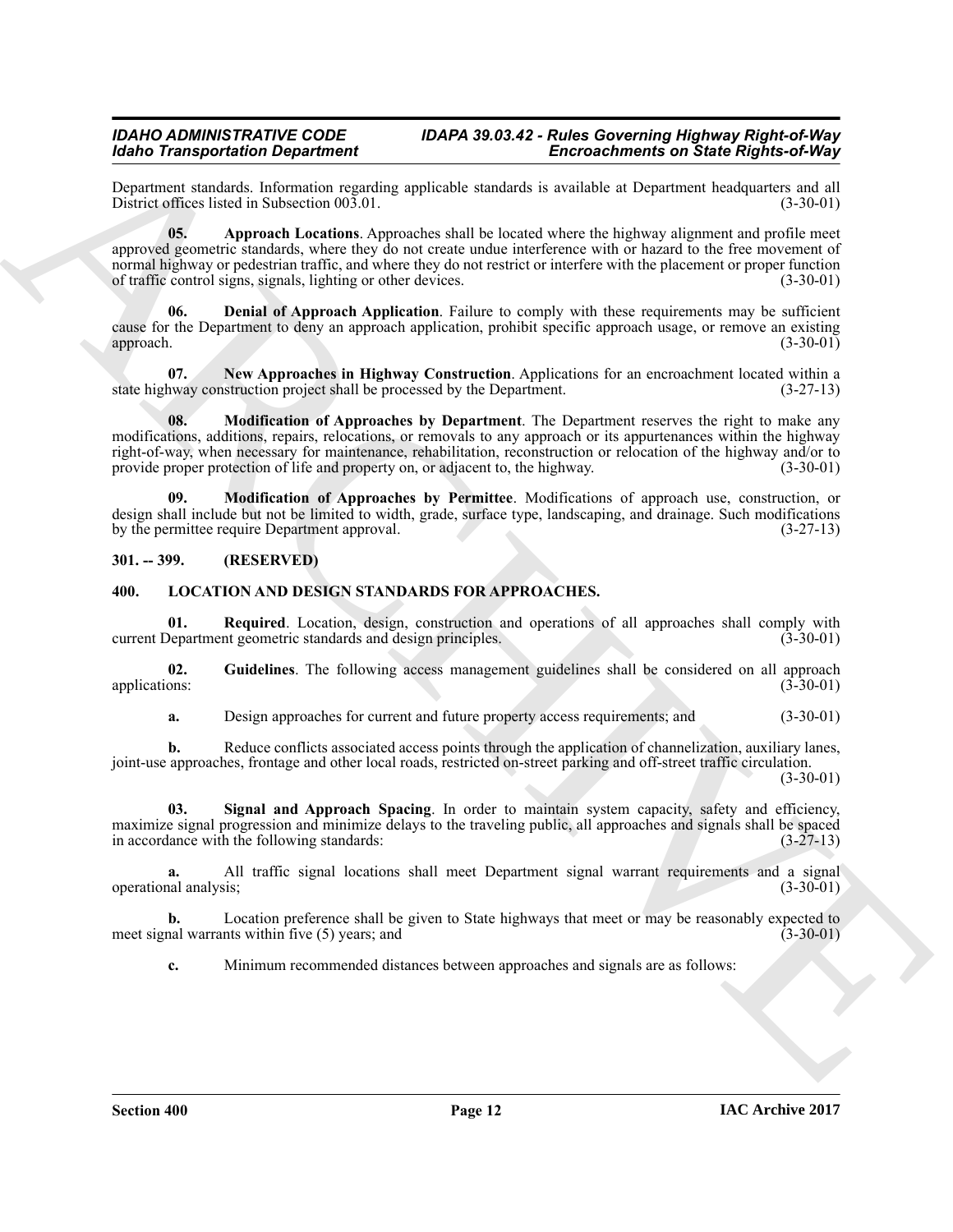Department standards. Information regarding applicable standards is available at Department headquarters and all District offices listed in Subsection 003.01. (3-30-01)

**05. Approach Locations**. Approaches shall be located where the highway alignment and profile meet approved geometric standards, where they do not create undue interference with or hazard to the free movement of normal highway or pedestrian traffic, and where they do not restrict or interfere with the placement or proper function of traffic control signs, signals, lighting or other devices. (3-30-01)

**06. Denial of Approach Application**. Failure to comply with these requirements may be sufficient cause for the Department to deny an approach application, prohibit specific approach usage, or remove an existing approach. (3-30-01)

**07. New Approaches in Highway Construction**. Applications for an encroachment located within a state highway construction project shall be processed by the Department. (3-27-13)

**08. Modification of Approaches by Department**. The Department reserves the right to make any modifications, additions, repairs, relocations, or removals to any approach or its appurtenances within the highway right-of-way, when necessary for maintenance, rehabilitation, reconstruction or relocation of the highway and/or to provide proper protection of life and property on, or adjacent to, the highway. (3-30-01)

**09. Modification of Approaches by Permittee**. Modifications of approach use, construction, or design shall include but not be limited to width, grade, surface type, landscaping, and drainage. Such modifications by the permittee require Department approval. (3-27-13)

## 301. -- 399. (RESERVED)

## 400. LOCATION AND DESIGN STANDARDS FOR APPROACHES.

**01. Required**. Location, design, construction and operations of all approaches shall comply with current Department geometric standards and design principles. (3-30-01)

**02. Guidelines**. The following access management guidelines shall be considered on all approach applications: (3-30-01)

**a.** Design approaches for current and future property access requirements; and (3-30-01)

**b.** Reduce conflicts associated access points through the application of channelization, auxiliary lanes, joint-use approaches, frontage and other local roads, restricted on-street parking and off-street traffic circulation. (3-30-01)

**03. Signal and Approach Spacing**. In order to maintain system capacity, safety and efficiency, maximize signal progression and minimize delays to the traveling public, all approaches and signals shall be spaced in accordance with the following standards: (3-27-13)

**a.** All traffic signal locations shall meet Department signal warrant requirements and a signal operational analysis; (3-30-01)

**b.** Location preference shall be given to State highways that meet or may be reasonably expected to meet signal warrants within five (5) years; and (3-30-01)

**c.** Minimum recommended distances between approaches and signals are as follows: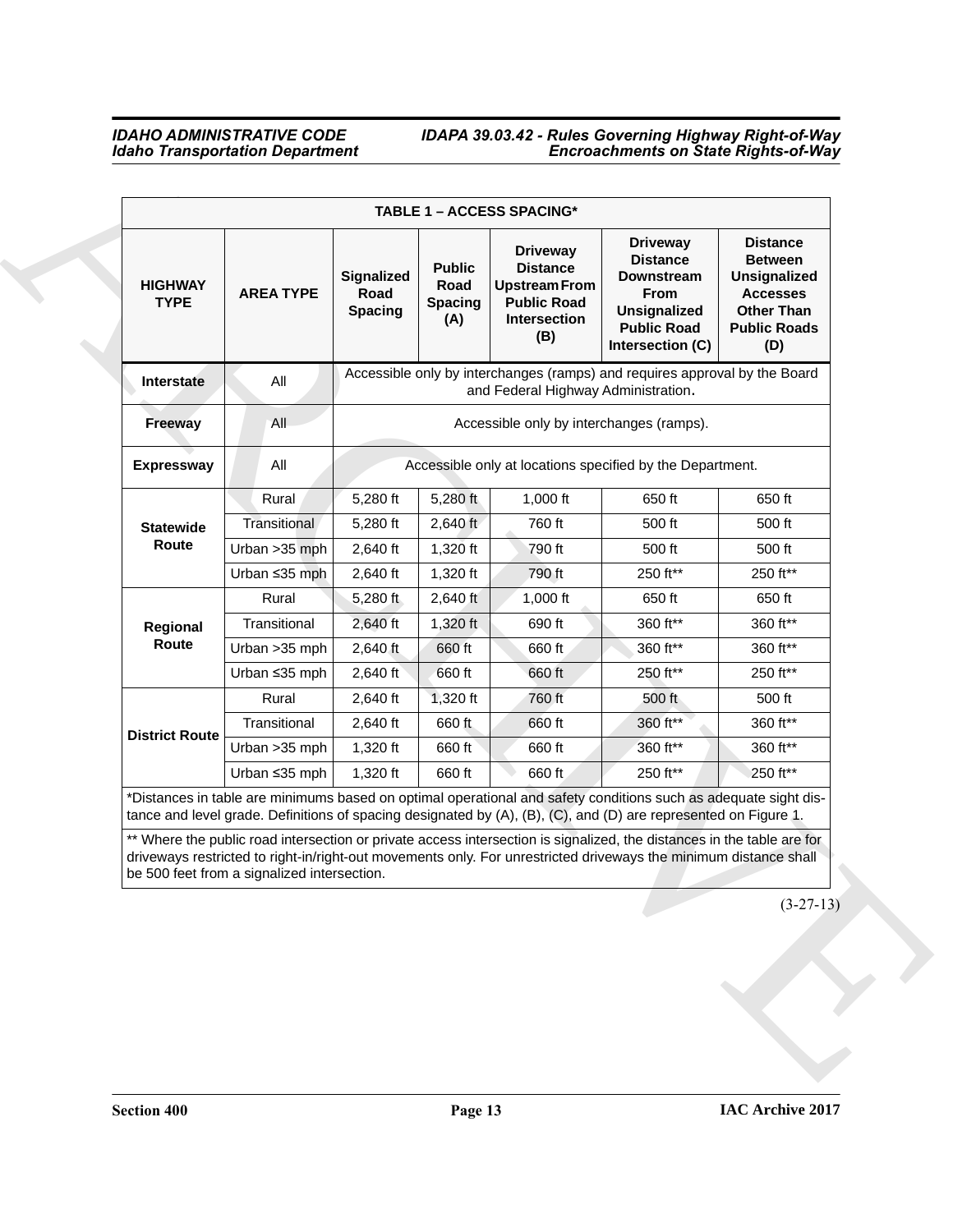| TABLE 1 – ACCESS SPACING* | | | | | | |
|---|---|---|---|---|---|---|
| **HIGHWAY TYPE** | **AREA TYPE** | **Signalized Road Spacing** | **Public Road Spacing (A)** | **Driveway Distance Upstream From Public Road Intersection (B)** | **Driveway Distance Downstream From Unsignalized Public Road Intersection (C)** | **Distance Between Unsignalized Accesses Other Than Public Roads (D)** |
| **Interstate** | All | Accessible only by interchanges (ramps) and requires approval by the Board and Federal Highway Administration. | | | | |
| **Freeway** | All | Accessible only by interchanges (ramps). | | | | |
| **Expressway** | All | Accessible only at locations specified by the Department. | | | | |
| **Statewide Route** | Rural | 5,280 ft | 5,280 ft | 1,000 ft | 650 ft | 650 ft |
| | Transitional | 5,280 ft | 2,640 ft | 760 ft | 500 ft | 500 ft |
| | Urban >35 mph | 2,640 ft | 1,320 ft | 790 ft | 500 ft | 500 ft |
| | Urban ≤35 mph | 2,640 ft | 1,320 ft | 790 ft | 250 ft** | 250 ft** |
| **Regional Route** | Rural | 5,280 ft | 2,640 ft | 1,000 ft | 650 ft | 650 ft |
| | Transitional | 2,640 ft | 1,320 ft | 690 ft | 360 ft** | 360 ft** |
| | Urban >35 mph | 2,640 ft | 660 ft | 660 ft | 360 ft** | 360 ft** |
| | Urban ≤35 mph | 2,640 ft | 660 ft | 660 ft | 250 ft** | 250 ft** |
| **District Route** | Rural | 2,640 ft | 1,320 ft | 760 ft | 500 ft | 500 ft |
| | Transitional | 2,640 ft | 660 ft | 660 ft | 360 ft** | 360 ft** |
| | Urban >35 mph | 1,320 ft | 660 ft | 660 ft | 360 ft** | 360 ft** |
| | Urban ≤35 mph | 1,320 ft | 660 ft | 660 ft | 250 ft** | 250 ft** |

*Distances in table are minimums based on optimal operational and safety conditions such as adequate sight distance and level grade. Definitions of spacing designated by (A), (B), (C), and (D) are represented on Figure 1.

** Where the public road intersection or private access intersection is signalized, the distances in the table are for driveways restricted to right-in/right-out movements only. For unrestricted driveways the minimum distance shall be 500 feet from a signalized intersection.

(3-27-13)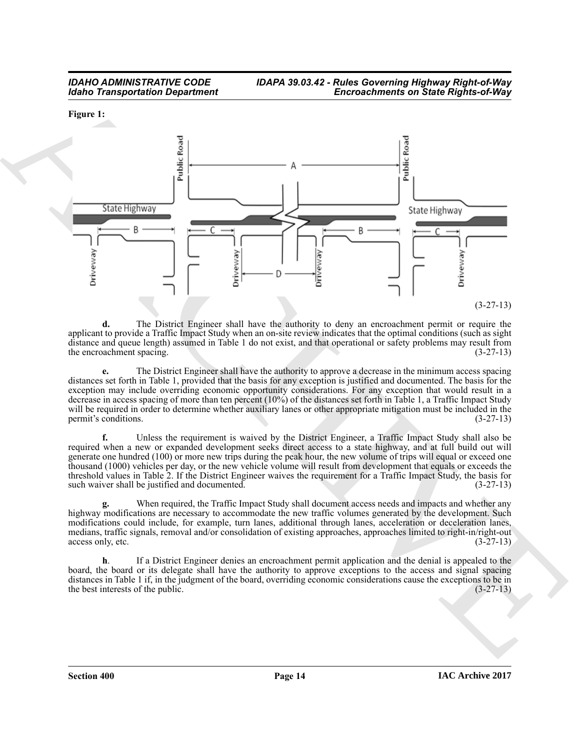**Figure 1:**

(3-27-13)

**d.** The District Engineer shall have the authority to deny an encroachment permit or require the applicant to provide a Traffic Impact Study when an on-site review indicates that the optimal conditions (such as sight distance and queue length) assumed in Table 1 do not exist, and that operational or safety problems may result from the encroachment spacing. (3-27-13)

**e.** The District Engineer shall have the authority to approve a decrease in the minimum access spacing distances set forth in Table 1, provided that the basis for any exception is justified and documented. The basis for the exception may include overriding economic opportunity considerations. For any exception that would result in a decrease in access spacing of more than ten percent (10%) of the distances set forth in Table 1, a Traffic Impact Study will be required in order to determine whether auxiliary lanes or other appropriate mitigation must be included in the permit's conditions. (3-27-13)

**f.** Unless the requirement is waived by the District Engineer, a Traffic Impact Study shall also be required when a new or expanded development seeks direct access to a state highway, and at full build out will generate one hundred (100) or more new trips during the peak hour, the new volume of trips will equal or exceed one thousand (1000) vehicles per day, or the new vehicle volume will result from development that equals or exceeds the threshold values in Table 2. If the District Engineer waives the requirement for a Traffic Impact Study, the basis for such waiver shall be justified and documented. (3-27-13)

**g.** When required, the Traffic Impact Study shall document access needs and impacts and whether any highway modifications are necessary to accommodate the new traffic volumes generated by the development. Such modifications could include, for example, turn lanes, additional through lanes, acceleration or deceleration lanes, medians, traffic signals, removal and/or consolidation of existing approaches, approaches limited to right-in/right-out access only, etc. (3-27-13)

**h**. If a District Engineer denies an encroachment permit application and the denial is appealed to the board, the board or its delegate shall have the authority to approve exceptions to the access and signal spacing distances in Table 1 if, in the judgment of the board, overriding economic considerations cause the exceptions to be in the best interests of the public. (3-27-13)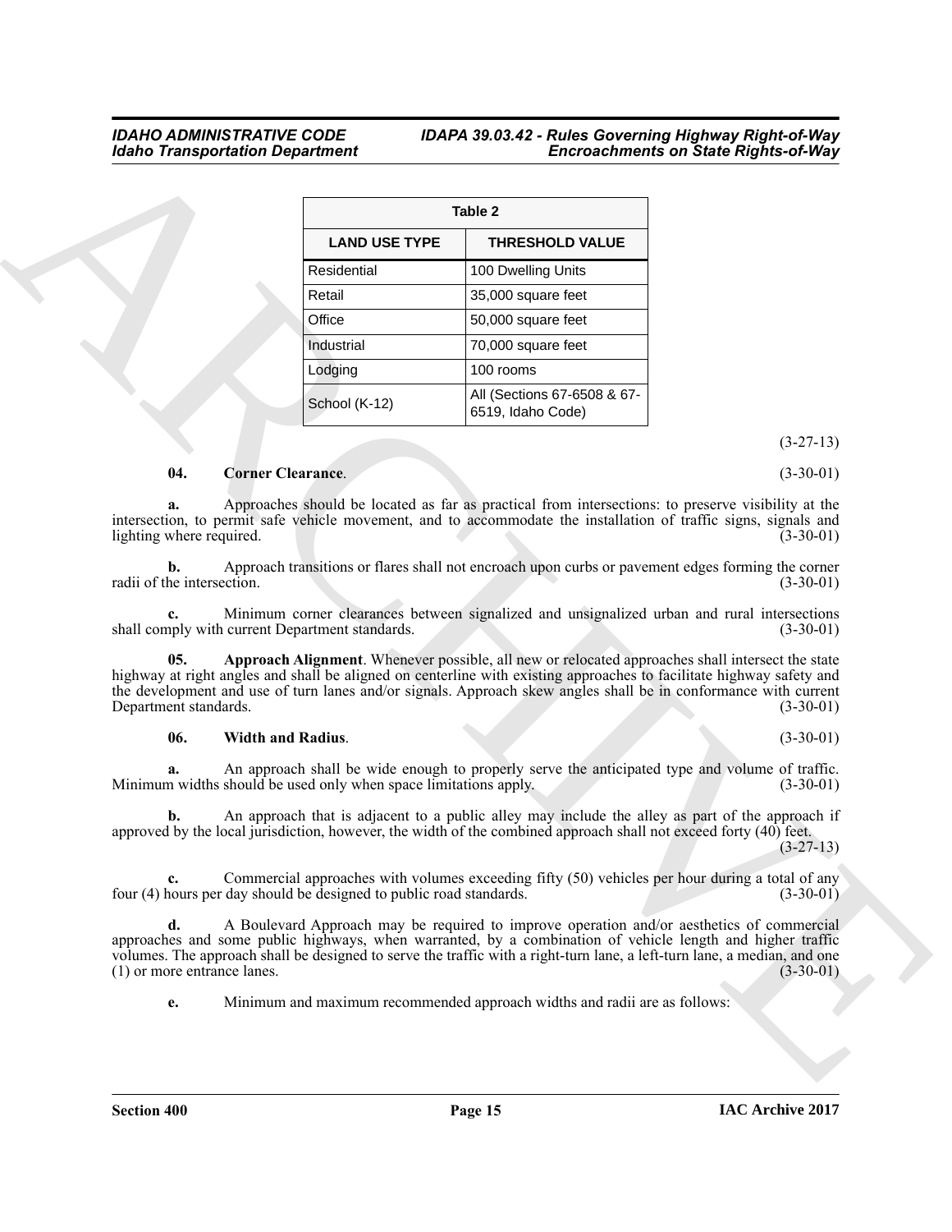| Table 2 | |
|---|---|
| **LAND USE TYPE** | **THRESHOLD VALUE** |
| Residential | 100 Dwelling Units |
| Retail | 35,000 square feet |
| Office | 50,000 square feet |
| Industrial | 70,000 square feet |
| Lodging | 100 rooms |
| School (K-12) | All (Sections 67-6508 & 67-6519, Idaho Code) |

(3-27-13)

**04. Corner Clearance**. (3-30-01)

**a.** Approaches should be located as far as practical from intersections: to preserve visibility at the intersection, to permit safe vehicle movement, and to accommodate the installation of traffic signs, signals and lighting where required. (3-30-01)

**b.** Approach transitions or flares shall not encroach upon curbs or pavement edges forming the corner radii of the intersection. (3-30-01)

**c.** Minimum corner clearances between signalized and unsignalized urban and rural intersections shall comply with current Department standards. (3-30-01)

**05. Approach Alignment**. Whenever possible, all new or relocated approaches shall intersect the state highway at right angles and shall be aligned on centerline with existing approaches to facilitate highway safety and the development and use of turn lanes and/or signals. Approach skew angles shall be in conformance with current Department standards. (3-30-01)

**06. Width and Radius**. (3-30-01)

**a.** An approach shall be wide enough to properly serve the anticipated type and volume of traffic. Minimum widths should be used only when space limitations apply. (3-30-01)

**b.** An approach that is adjacent to a public alley may include the alley as part of the approach if approved by the local jurisdiction, however, the width of the combined approach shall not exceed forty (40) feet. (3-27-13)

**c.** Commercial approaches with volumes exceeding fifty (50) vehicles per hour during a total of any four (4) hours per day should be designed to public road standards. (3-30-01)

**d.** A Boulevard Approach may be required to improve operation and/or aesthetics of commercial approaches and some public highways, when warranted, by a combination of vehicle length and higher traffic volumes. The approach shall be designed to serve the traffic with a right-turn lane, a left-turn lane, a median, and one (1) or more entrance lanes. (3-30-01)

**e.** Minimum and maximum recommended approach widths and radii are as follows: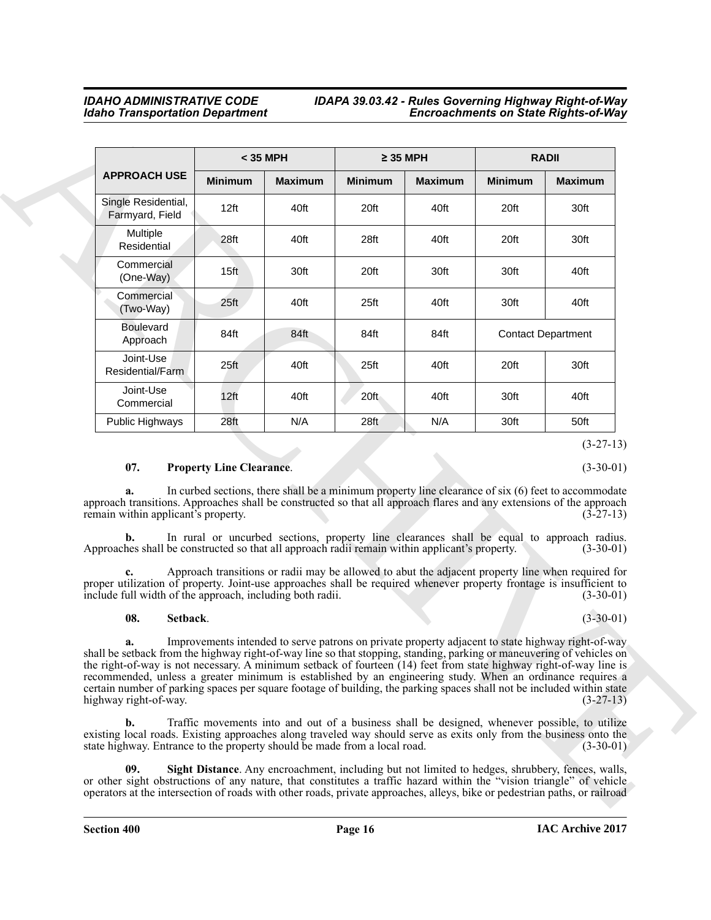| APPROACH USE | < 35 MPH | | ≥ 35 MPH | | RADII | |
|---|---|---|---|---|---|---|
| | Minimum | Maximum | Minimum | Maximum | Minimum | Maximum |
| Single Residential, Farmyard, Field | 12ft | 40ft | 20ft | 40ft | 20ft | 30ft |
| Multiple Residential | 28ft | 40ft | 28ft | 40ft | 20ft | 30ft |
| Commercial (One-Way) | 15ft | 30ft | 20ft | 30ft | 30ft | 40ft |
| Commercial (Two-Way) | 25ft | 40ft | 25ft | 40ft | 30ft | 40ft |
| Boulevard Approach | 84ft | 84ft | 84ft | 84ft | Contact Department | |
| Joint-Use Residential/Farm | 25ft | 40ft | 25ft | 40ft | 20ft | 30ft |
| Joint-Use Commercial | 12ft | 40ft | 20ft | 40ft | 30ft | 40ft |
| Public Highways | 28ft | N/A | 28ft | N/A | 30ft | 50ft |

(3-27-13)

**07. Property Line Clearance**. (3-30-01)

**a.** In curbed sections, there shall be a minimum property line clearance of six (6) feet to accommodate approach transitions. Approaches shall be constructed so that all approach flares and any extensions of the approach remain within applicant's property. (3-27-13)

**b.** In rural or uncurbed sections, property line clearances shall be equal to approach radius. Approaches shall be constructed so that all approach radii remain within applicant's property. (3-30-01)

**c.** Approach transitions or radii may be allowed to abut the adjacent property line when required for proper utilization of property. Joint-use approaches shall be required whenever property frontage is insufficient to include full width of the approach, including both radii. (3-30-01)

**08. Setback**. (3-30-01)

**a.** Improvements intended to serve patrons on private property adjacent to state highway right-of-way shall be setback from the highway right-of-way line so that stopping, standing, parking or maneuvering of vehicles on the right-of-way is not necessary. A minimum setback of fourteen (14) feet from state highway right-of-way line is recommended, unless a greater minimum is established by an engineering study. When an ordinance requires a certain number of parking spaces per square footage of building, the parking spaces shall not be included within state highway right-of-way. (3-27-13)

**b.** Traffic movements into and out of a business shall be designed, whenever possible, to utilize existing local roads. Existing approaches along traveled way should serve as exits only from the business onto the state highway. Entrance to the property should be made from a local road. (3-30-01)

**09. Sight Distance**. Any encroachment, including but not limited to hedges, shrubbery, fences, walls, or other sight obstructions of any nature, that constitutes a traffic hazard within the "vision triangle" of vehicle operators at the intersection of roads with other roads, private approaches, alleys, bike or pedestrian paths, or railroad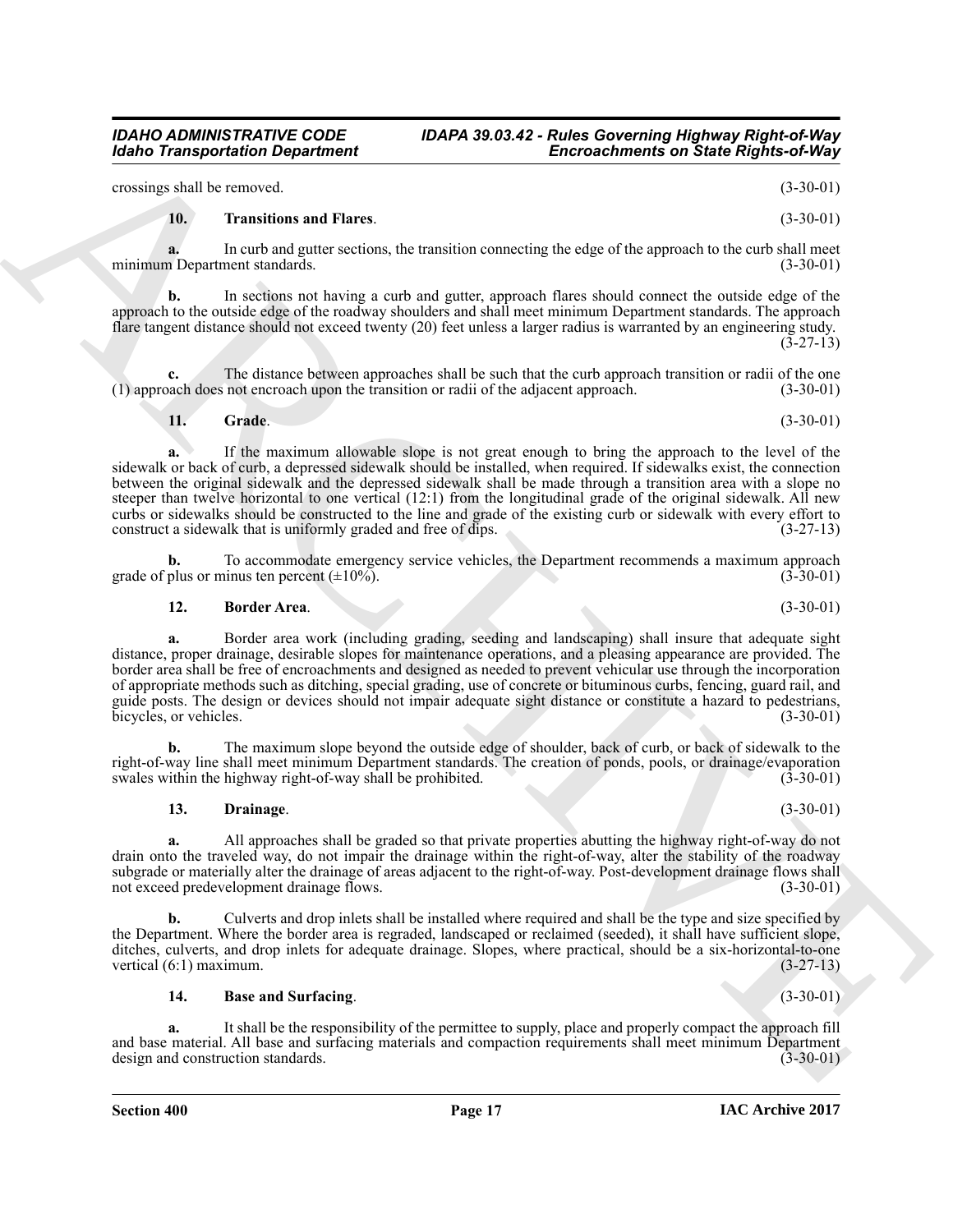crossings shall be removed. (3-30-01)

**10. Transitions and Flares**. (3-30-01)

**a.** In curb and gutter sections, the transition connecting the edge of the approach to the curb shall meet minimum Department standards. (3-30-01)

**b.** In sections not having a curb and gutter, approach flares should connect the outside edge of the approach to the outside edge of the roadway shoulders and shall meet minimum Department standards. The approach flare tangent distance should not exceed twenty (20) feet unless a larger radius is warranted by an engineering study. (3-27-13)

**c.** The distance between approaches shall be such that the curb approach transition or radii of the one (1) approach does not encroach upon the transition or radii of the adjacent approach. (3-30-01)

**11. Grade**. (3-30-01)

**a.** If the maximum allowable slope is not great enough to bring the approach to the level of the sidewalk or back of curb, a depressed sidewalk should be installed, when required. If sidewalks exist, the connection between the original sidewalk and the depressed sidewalk shall be made through a transition area with a slope no steeper than twelve horizontal to one vertical (12:1) from the longitudinal grade of the original sidewalk. All new curbs or sidewalks should be constructed to the line and grade of the existing curb or sidewalk with every effort to construct a sidewalk that is uniformly graded and free of dips. (3-27-13)

**b.** To accommodate emergency service vehicles, the Department recommends a maximum approach grade of plus or minus ten percent (±10%). (3-30-01)

**12. Border Area**. (3-30-01)

**a.** Border area work (including grading, seeding and landscaping) shall insure that adequate sight distance, proper drainage, desirable slopes for maintenance operations, and a pleasing appearance are provided. The border area shall be free of encroachments and designed as needed to prevent vehicular use through the incorporation of appropriate methods such as ditching, special grading, use of concrete or bituminous curbs, fencing, guard rail, and guide posts. The design or devices should not impair adequate sight distance or constitute a hazard to pedestrians, bicycles, or vehicles. (3-30-01)

**b.** The maximum slope beyond the outside edge of shoulder, back of curb, or back of sidewalk to the right-of-way line shall meet minimum Department standards. The creation of ponds, pools, or drainage/evaporation swales within the highway right-of-way shall be prohibited. (3-30-01)

**13. Drainage**. (3-30-01)

**a.** All approaches shall be graded so that private properties abutting the highway right-of-way do not drain onto the traveled way, do not impair the drainage within the right-of-way, alter the stability of the roadway subgrade or materially alter the drainage of areas adjacent to the right-of-way. Post-development drainage flows shall not exceed predevelopment drainage flows. (3-30-01)

**b.** Culverts and drop inlets shall be installed where required and shall be the type and size specified by the Department. Where the border area is regraded, landscaped or reclaimed (seeded), it shall have sufficient slope, ditches, culverts, and drop inlets for adequate drainage. Slopes, where practical, should be a six-horizontal-to-one vertical (6:1) maximum. (3-27-13)

**14. Base and Surfacing**. (3-30-01)

**a.** It shall be the responsibility of the permittee to supply, place and properly compact the approach fill and base material. All base and surfacing materials and compaction requirements shall meet minimum Department design and construction standards. (3-30-01)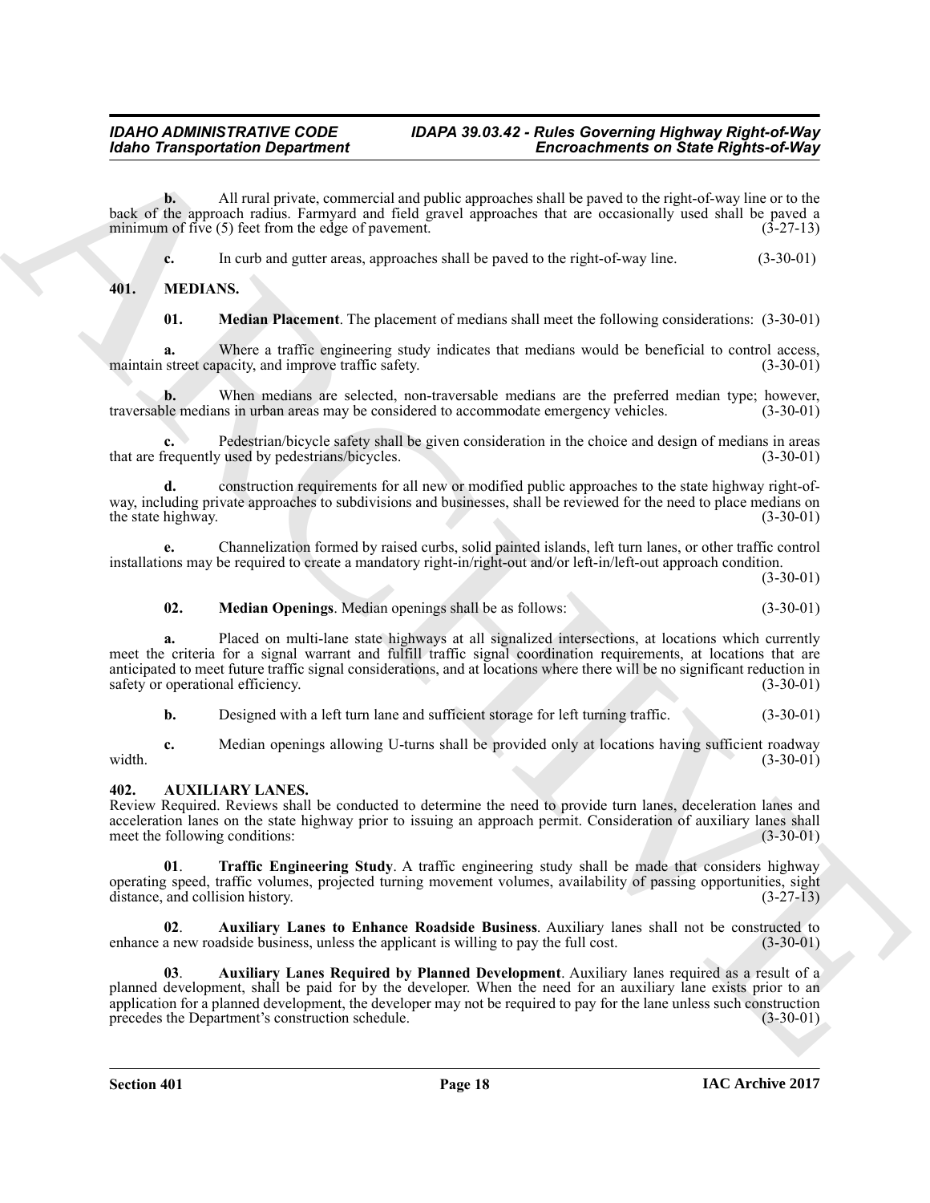**b.** All rural private, commercial and public approaches shall be paved to the right-of-way line or to the back of the approach radius. Farmyard and field gravel approaches that are occasionally used shall be paved a minimum of five (5) feet from the edge of pavement. (3-27-13)

**c.** In curb and gutter areas, approaches shall be paved to the right-of-way line. (3-30-01)

## 401. MEDIANS.

**01. Median Placement**. The placement of medians shall meet the following considerations: (3-30-01)

**a.** Where a traffic engineering study indicates that medians would be beneficial to control access, maintain street capacity, and improve traffic safety. (3-30-01)

**b.** When medians are selected, non-traversable medians are the preferred median type; however, traversable medians in urban areas may be considered to accommodate emergency vehicles. (3-30-01)

**c.** Pedestrian/bicycle safety shall be given consideration in the choice and design of medians in areas that are frequently used by pedestrians/bicycles. (3-30-01)

**d.** construction requirements for all new or modified public approaches to the state highway right-of-way, including private approaches to subdivisions and businesses, shall be reviewed for the need to place medians on the state highway. (3-30-01)

**e.** Channelization formed by raised curbs, solid painted islands, left turn lanes, or other traffic control installations may be required to create a mandatory right-in/right-out and/or left-in/left-out approach condition. (3-30-01)

**02. Median Openings**. Median openings shall be as follows: (3-30-01)

**a.** Placed on multi-lane state highways at all signalized intersections, at locations which currently meet the criteria for a signal warrant and fulfill traffic signal coordination requirements, at locations that are anticipated to meet future traffic signal considerations, and at locations where there will be no significant reduction in safety or operational efficiency. (3-30-01)

**b.** Designed with a left turn lane and sufficient storage for left turning traffic. (3-30-01)

**c.** Median openings allowing U-turns shall be provided only at locations having sufficient roadway width. (3-30-01)

## 402. AUXILIARY LANES.

Review Required. Reviews shall be conducted to determine the need to provide turn lanes, deceleration lanes and acceleration lanes on the state highway prior to issuing an approach permit. Consideration of auxiliary lanes shall meet the following conditions: (3-30-01)

**01. Traffic Engineering Study**. A traffic engineering study shall be made that considers highway operating speed, traffic volumes, projected turning movement volumes, availability of passing opportunities, sight distance, and collision history. (3-27-13)

**02. Auxiliary Lanes to Enhance Roadside Business**. Auxiliary lanes shall not be constructed to enhance a new roadside business, unless the applicant is willing to pay the full cost. (3-30-01)

**03. Auxiliary Lanes Required by Planned Development**. Auxiliary lanes required as a result of a planned development, shall be paid for by the developer. When the need for an auxiliary lane exists prior to an application for a planned development, the developer may not be required to pay for the lane unless such construction precedes the Department's construction schedule. (3-30-01)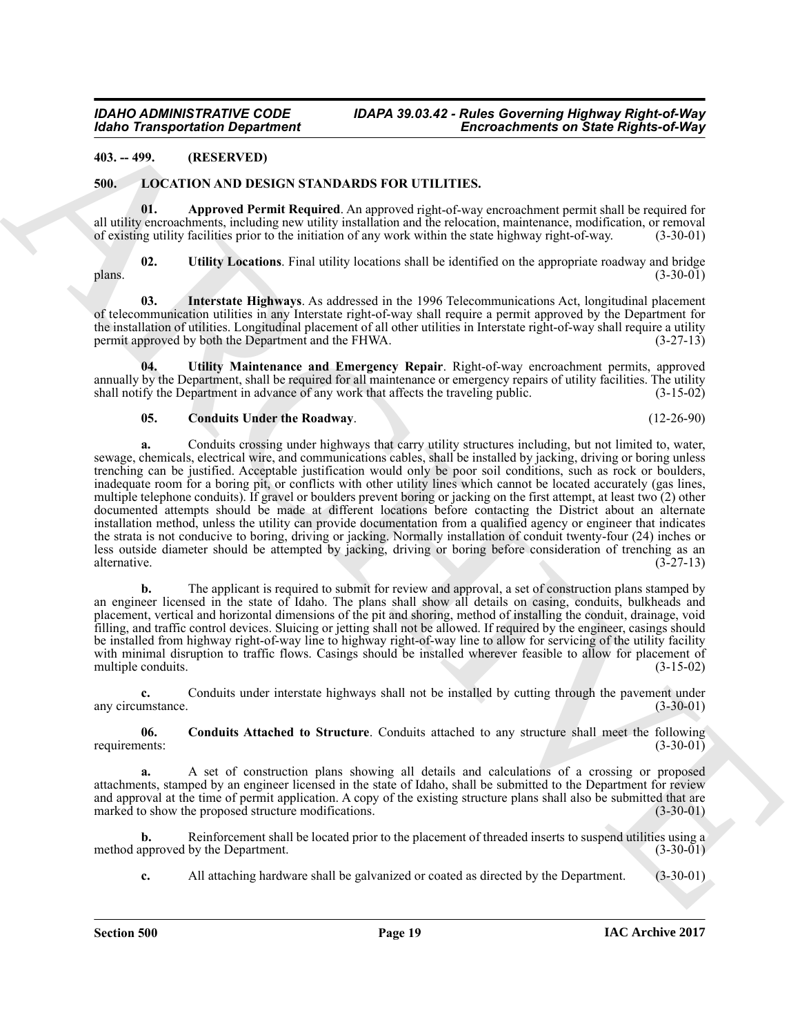**403. -- 499. (RESERVED)**

## 500. LOCATION AND DESIGN STANDARDS FOR UTILITIES.

**01. Approved Permit Required**. An approved right-of-way encroachment permit shall be required for all utility encroachments, including new utility installation and the relocation, maintenance, modification, or removal of existing utility facilities prior to the initiation of any work within the state highway right-of-way. (3-30-01)

**02. Utility Locations**. Final utility locations shall be identified on the appropriate roadway and bridge plans. (3-30-01)

**03. Interstate Highways**. As addressed in the 1996 Telecommunications Act, longitudinal placement of telecommunication utilities in any Interstate right-of-way shall require a permit approved by the Department for the installation of utilities. Longitudinal placement of all other utilities in Interstate right-of-way shall require a utility permit approved by both the Department and the FHWA. (3-27-13)

**04. Utility Maintenance and Emergency Repair**. Right-of-way encroachment permits, approved annually by the Department, shall be required for all maintenance or emergency repairs of utility facilities. The utility shall notify the Department in advance of any work that affects the traveling public. (3-15-02)

**05. Conduits Under the Roadway**. (12-26-90)

**a.** Conduits crossing under highways that carry utility structures including, but not limited to, water, sewage, chemicals, electrical wire, and communications cables, shall be installed by jacking, driving or boring unless trenching can be justified. Acceptable justification would only be poor soil conditions, such as rock or boulders, inadequate room for a boring pit, or conflicts with other utility lines which cannot be located accurately (gas lines, multiple telephone conduits). If gravel or boulders prevent boring or jacking on the first attempt, at least two (2) other documented attempts should be made at different locations before contacting the District about an alternate installation method, unless the utility can provide documentation from a qualified agency or engineer that indicates the strata is not conducive to boring, driving or jacking. Normally installation of conduit twenty-four (24) inches or less outside diameter should be attempted by jacking, driving or boring before consideration of trenching as an alternative. (3-27-13)

**b.** The applicant is required to submit for review and approval, a set of construction plans stamped by an engineer licensed in the state of Idaho. The plans shall show all details on casing, conduits, bulkheads and placement, vertical and horizontal dimensions of the pit and shoring, method of installing the conduit, drainage, void filling, and traffic control devices. Sluicing or jetting shall not be allowed. If required by the engineer, casings should be installed from highway right-of-way line to highway right-of-way line to allow for servicing of the utility facility with minimal disruption to traffic flows. Casings should be installed wherever feasible to allow for placement of multiple conduits. (3-15-02)

**c.** Conduits under interstate highways shall not be installed by cutting through the pavement under any circumstance. (3-30-01)

**06. Conduits Attached to Structure**. Conduits attached to any structure shall meet the following requirements: (3-30-01)

**a.** A set of construction plans showing all details and calculations of a crossing or proposed attachments, stamped by an engineer licensed in the state of Idaho, shall be submitted to the Department for review and approval at the time of permit application. A copy of the existing structure plans shall also be submitted that are marked to show the proposed structure modifications. (3-30-01)

**b.** Reinforcement shall be located prior to the placement of threaded inserts to suspend utilities using a method approved by the Department. (3-30-01)

**c.** All attaching hardware shall be galvanized or coated as directed by the Department. (3-30-01)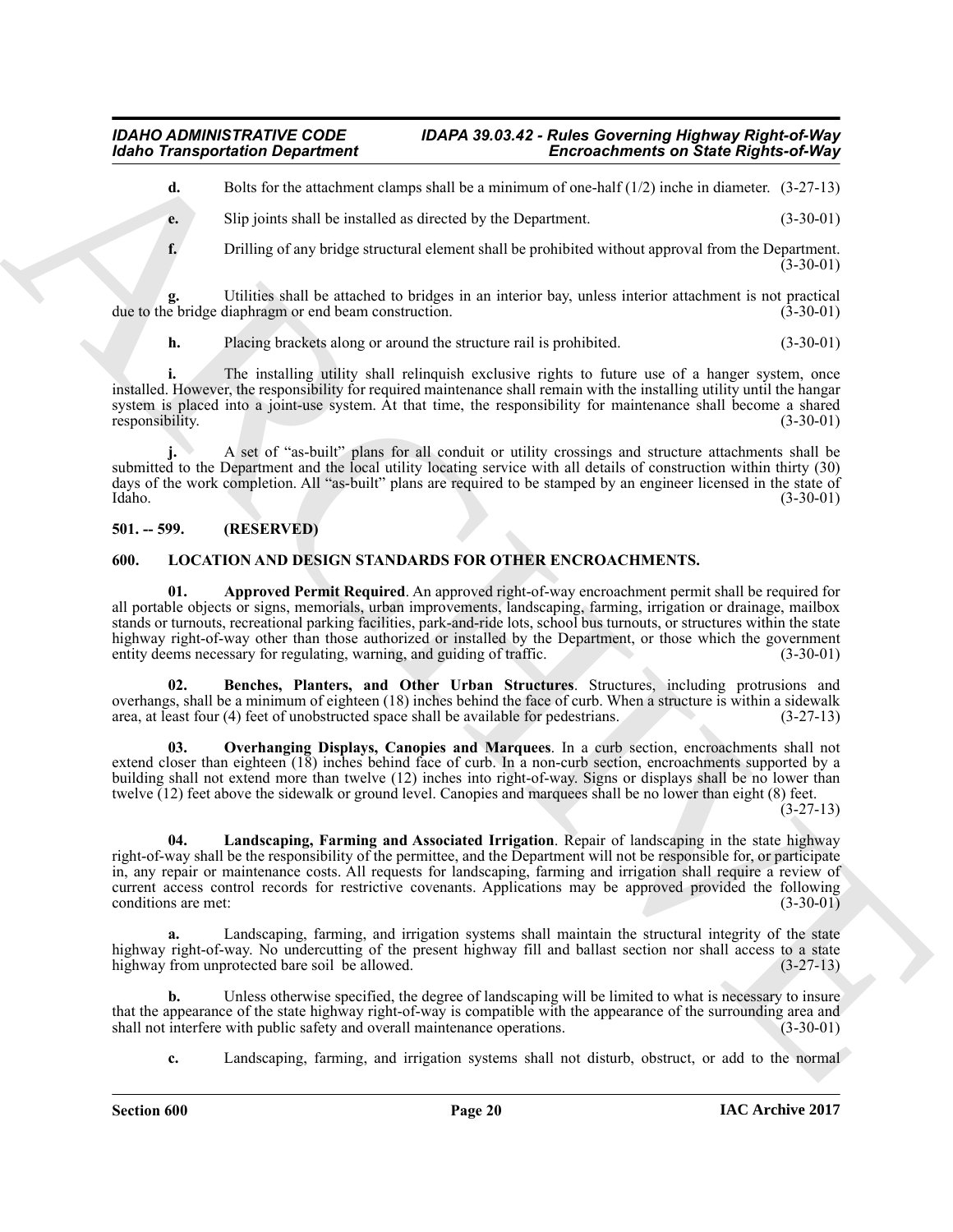**d.** Bolts for the attachment clamps shall be a minimum of one-half (1/2) inche in diameter. (3-27-13)

**e.** Slip joints shall be installed as directed by the Department. (3-30-01)

**f.** Drilling of any bridge structural element shall be prohibited without approval from the Department. (3-30-01)

**g.** Utilities shall be attached to bridges in an interior bay, unless interior attachment is not practical due to the bridge diaphragm or end beam construction. (3-30-01)

**h.** Placing brackets along or around the structure rail is prohibited. (3-30-01)

**i.** The installing utility shall relinquish exclusive rights to future use of a hanger system, once installed. However, the responsibility for required maintenance shall remain with the installing utility until the hangar system is placed into a joint-use system. At that time, the responsibility for maintenance shall become a shared responsibility. (3-30-01)

**j.** A set of "as-built" plans for all conduit or utility crossings and structure attachments shall be submitted to the Department and the local utility locating service with all details of construction within thirty (30) days of the work completion. All "as-built" plans are required to be stamped by an engineer licensed in the state of Idaho. (3-30-01)

## 501. -- 599. (RESERVED)

## 600. LOCATION AND DESIGN STANDARDS FOR OTHER ENCROACHMENTS.

**01. Approved Permit Required**. An approved right-of-way encroachment permit shall be required for all portable objects or signs, memorials, urban improvements, landscaping, farming, irrigation or drainage, mailbox stands or turnouts, recreational parking facilities, park-and-ride lots, school bus turnouts, or structures within the state highway right-of-way other than those authorized or installed by the Department, or those which the government entity deems necessary for regulating, warning, and guiding of traffic. (3-30-01)

**02. Benches, Planters, and Other Urban Structures**. Structures, including protrusions and overhangs, shall be a minimum of eighteen (18) inches behind the face of curb. When a structure is within a sidewalk area, at least four (4) feet of unobstructed space shall be available for pedestrians. (3-27-13)

**03. Overhanging Displays, Canopies and Marquees**. In a curb section, encroachments shall not extend closer than eighteen (18) inches behind face of curb. In a non-curb section, encroachments supported by a building shall not extend more than twelve (12) inches into right-of-way. Signs or displays shall be no lower than twelve (12) feet above the sidewalk or ground level. Canopies and marquees shall be no lower than eight (8) feet. (3-27-13)

**04. Landscaping, Farming and Associated Irrigation**. Repair of landscaping in the state highway right-of-way shall be the responsibility of the permittee, and the Department will not be responsible for, or participate in, any repair or maintenance costs. All requests for landscaping, farming and irrigation shall require a review of current access control records for restrictive covenants. Applications may be approved provided the following conditions are met: (3-30-01)

**a.** Landscaping, farming, and irrigation systems shall maintain the structural integrity of the state highway right-of-way. No undercutting of the present highway fill and ballast section nor shall access to a state highway from unprotected bare soil be allowed. (3-27-13)

**b.** Unless otherwise specified, the degree of landscaping will be limited to what is necessary to insure that the appearance of the state highway right-of-way is compatible with the appearance of the surrounding area and shall not interfere with public safety and overall maintenance operations. (3-30-01)

**c.** Landscaping, farming, and irrigation systems shall not disturb, obstruct, or add to the normal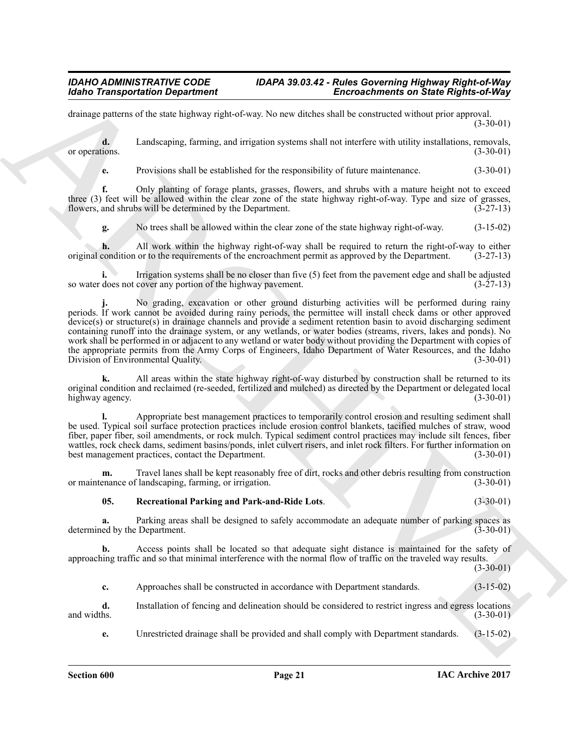drainage patterns of the state highway right-of-way. No new ditches shall be constructed without prior approval. (3-30-01)

**d.** Landscaping, farming, and irrigation systems shall not interfere with utility installations, removals, or operations. (3-30-01)

**e.** Provisions shall be established for the responsibility of future maintenance. (3-30-01)

**f.** Only planting of forage plants, grasses, flowers, and shrubs with a mature height not to exceed three (3) feet will be allowed within the clear zone of the state highway right-of-way. Type and size of grasses, flowers, and shrubs will be determined by the Department. (3-27-13)

**g.** No trees shall be allowed within the clear zone of the state highway right-of-way. (3-15-02)

**h.** All work within the highway right-of-way shall be required to return the right-of-way to either original condition or to the requirements of the encroachment permit as approved by the Department. (3-27-13)

**i.** Irrigation systems shall be no closer than five (5) feet from the pavement edge and shall be adjusted so water does not cover any portion of the highway pavement. (3-27-13)

**j.** No grading, excavation or other ground disturbing activities will be performed during rainy periods. If work cannot be avoided during rainy periods, the permittee will install check dams or other approved device(s) or structure(s) in drainage channels and provide a sediment retention basin to avoid discharging sediment containing runoff into the drainage system, or any wetlands, or water bodies (streams, rivers, lakes and ponds). No work shall be performed in or adjacent to any wetland or water body without providing the Department with copies of the appropriate permits from the Army Corps of Engineers, Idaho Department of Water Resources, and the Idaho Division of Environmental Quality. (3-30-01)

**k.** All areas within the state highway right-of-way disturbed by construction shall be returned to its original condition and reclaimed (re-seeded, fertilized and mulched) as directed by the Department or delegated local highway agency. (3-30-01)

**l.** Appropriate best management practices to temporarily control erosion and resulting sediment shall be used. Typical soil surface protection practices include erosion control blankets, tacified mulches of straw, wood fiber, paper fiber, soil amendments, or rock mulch. Typical sediment control practices may include silt fences, fiber wattles, rock check dams, sediment basins/ponds, inlet culvert risers, and inlet rock filters. For further information on best management practices, contact the Department. (3-30-01)

**m.** Travel lanes shall be kept reasonably free of dirt, rocks and other debris resulting from construction or maintenance of landscaping, farming, or irrigation. (3-30-01)

**05. Recreational Parking and Park-and-Ride Lots**. (3-30-01)

**a.** Parking areas shall be designed to safely accommodate an adequate number of parking spaces as determined by the Department. (3-30-01)

**b.** Access points shall be located so that adequate sight distance is maintained for the safety of approaching traffic and so that minimal interference with the normal flow of traffic on the traveled way results. (3-30-01)

**c.** Approaches shall be constructed in accordance with Department standards. (3-15-02)

**d.** Installation of fencing and delineation should be considered to restrict ingress and egress locations and widths. (3-30-01)

**e.** Unrestricted drainage shall be provided and shall comply with Department standards. (3-15-02)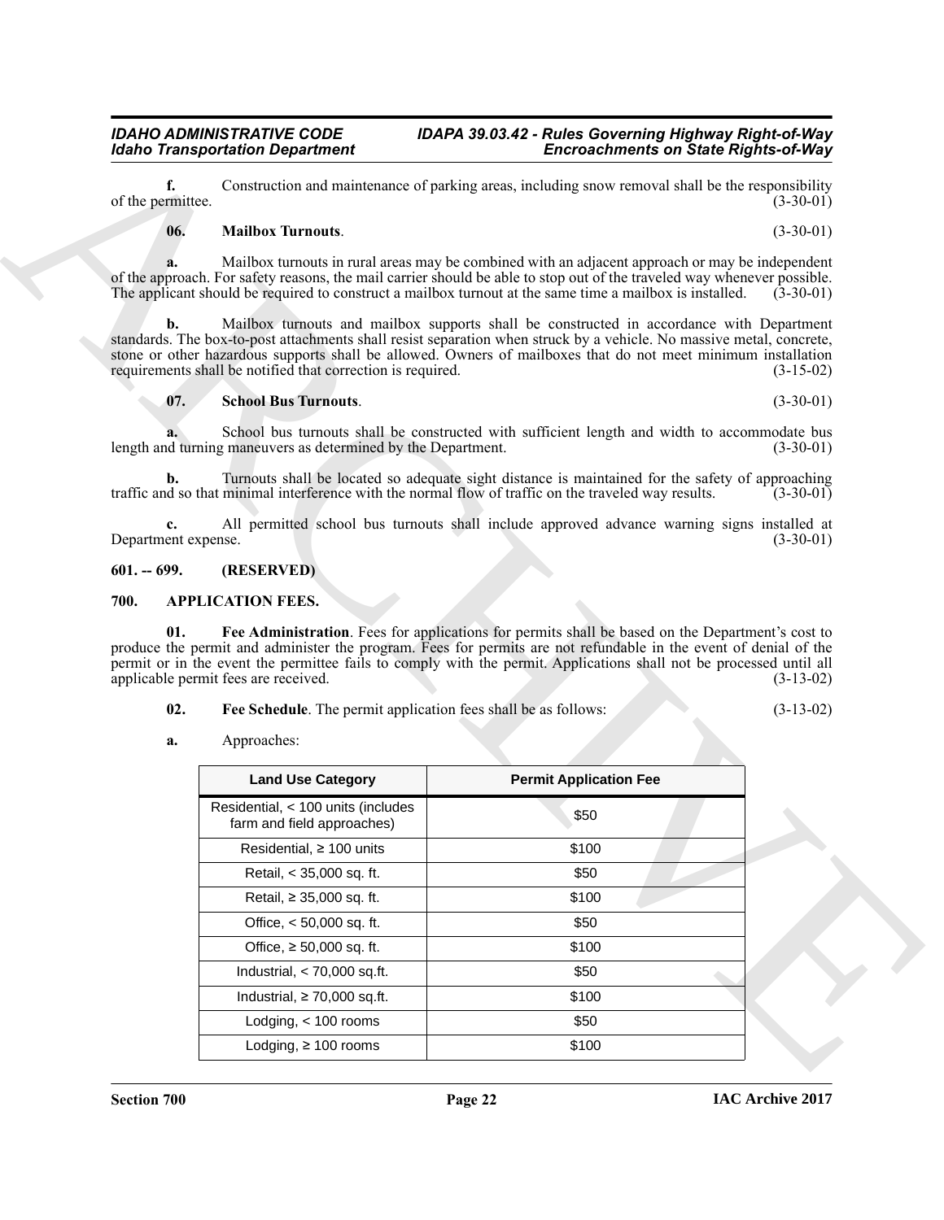**f.** Construction and maintenance of parking areas, including snow removal shall be the responsibility of the permittee. (3-30-01)

**06. Mailbox Turnouts**. (3-30-01)

**a.** Mailbox turnouts in rural areas may be combined with an adjacent approach or may be independent of the approach. For safety reasons, the mail carrier should be able to stop out of the traveled way whenever possible. The applicant should be required to construct a mailbox turnout at the same time a mailbox is installed. (3-30-01)

**b.** Mailbox turnouts and mailbox supports shall be constructed in accordance with Department standards. The box-to-post attachments shall resist separation when struck by a vehicle. No massive metal, concrete, stone or other hazardous supports shall be allowed. Owners of mailboxes that do not meet minimum installation requirements shall be notified that correction is required. (3-15-02)

**07. School Bus Turnouts**. (3-30-01)

**a.** School bus turnouts shall be constructed with sufficient length and width to accommodate bus length and turning maneuvers as determined by the Department. (3-30-01)

**b.** Turnouts shall be located so adequate sight distance is maintained for the safety of approaching traffic and so that minimal interference with the normal flow of traffic on the traveled way results. (3-30-01)

**c.** All permitted school bus turnouts shall include approved advance warning signs installed at Department expense. (3-30-01)

## 601. -- 699. (RESERVED)

## 700. APPLICATION FEES.

**01. Fee Administration**. Fees for applications for permits shall be based on the Department's cost to produce the permit and administer the program. Fees for permits are not refundable in the event of denial of the permit or in the event the permittee fails to comply with the permit. Applications shall not be processed until all applicable permit fees are received. (3-13-02)

**02. Fee Schedule**. The permit application fees shall be as follows: (3-13-02)

**a.** Approaches:

| Land Use Category | Permit Application Fee |
|---|---|
| Residential, < 100 units (includes farm and field approaches) | $50 |
| Residential, ≥ 100 units | $100 |
| Retail, < 35,000 sq. ft. | $50 |
| Retail, ≥ 35,000 sq. ft. | $100 |
| Office, < 50,000 sq. ft. | $50 |
| Office, ≥ 50,000 sq. ft. | $100 |
| Industrial, < 70,000 sq.ft. | $50 |
| Industrial, ≥ 70,000 sq.ft. | $100 |
| Lodging, < 100 rooms | $50 |
| Lodging, ≥ 100 rooms | $100 |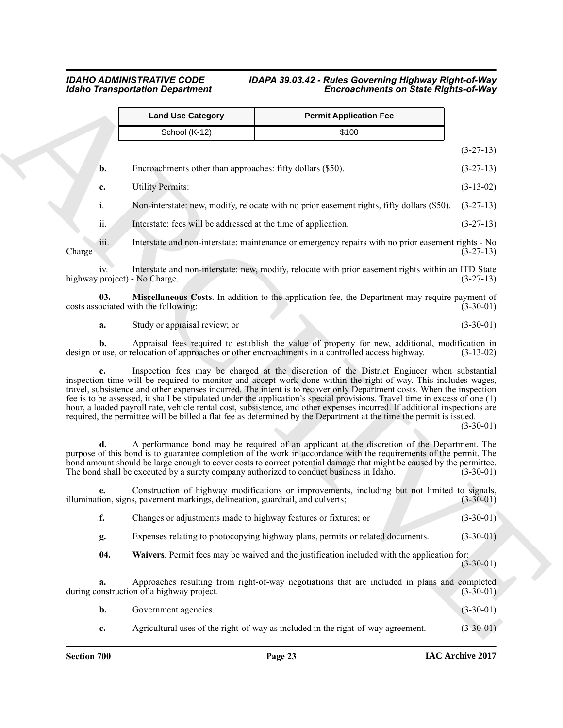| Land Use Category | Permit Application Fee |
|---|---|
| School (K-12) | $100 |

(3-27-13)

**b.** Encroachments other than approaches: fifty dollars ($50). (3-27-13)

**c.** Utility Permits: (3-13-02)

i. Non-interstate: new, modify, relocate with no prior easement rights, fifty dollars ($50). (3-27-13)

ii. Interstate: fees will be addressed at the time of application. (3-27-13)

iii. Interstate and non-interstate: maintenance or emergency repairs with no prior easement rights - No Charge (3-27-13)

iv. Interstate and non-interstate: new, modify, relocate with prior easement rights within an ITD State highway project) - No Charge. (3-27-13)

**03. Miscellaneous Costs**. In addition to the application fee, the Department may require payment of costs associated with the following: (3-30-01)

**a.** Study or appraisal review; or (3-30-01)

**b.** Appraisal fees required to establish the value of property for new, additional, modification in design or use, or relocation of approaches or other encroachments in a controlled access highway. (3-13-02)

**c.** Inspection fees may be charged at the discretion of the District Engineer when substantial inspection time will be required to monitor and accept work done within the right-of-way. This includes wages, travel, subsistence and other expenses incurred. The intent is to recover only Department costs. When the inspection fee is to be assessed, it shall be stipulated under the application's special provisions. Travel time in excess of one (1) hour, a loaded payroll rate, vehicle rental cost, subsistence, and other expenses incurred. If additional inspections are required, the permittee will be billed a flat fee as determined by the Department at the time the permit is issued. (3-30-01)

**d.** A performance bond may be required of an applicant at the discretion of the Department. The purpose of this bond is to guarantee completion of the work in accordance with the requirements of the permit. The bond amount should be large enough to cover costs to correct potential damage that might be caused by the permittee. The bond shall be executed by a surety company authorized to conduct business in Idaho. (3-30-01)

**e.** Construction of highway modifications or improvements, including but not limited to signals, illumination, signs, pavement markings, delineation, guardrail, and culverts; (3-30-01)

**f.** Changes or adjustments made to highway features or fixtures; or (3-30-01)

**g.** Expenses relating to photocopying highway plans, permits or related documents. (3-30-01)

**04. Waivers**. Permit fees may be waived and the justification included with the application for: (3-30-01)

**a.** Approaches resulting from right-of-way negotiations that are included in plans and completed during construction of a highway project. (3-30-01)

**b.** Government agencies. (3-30-01)

**c.** Agricultural uses of the right-of-way as included in the right-of-way agreement. (3-30-01)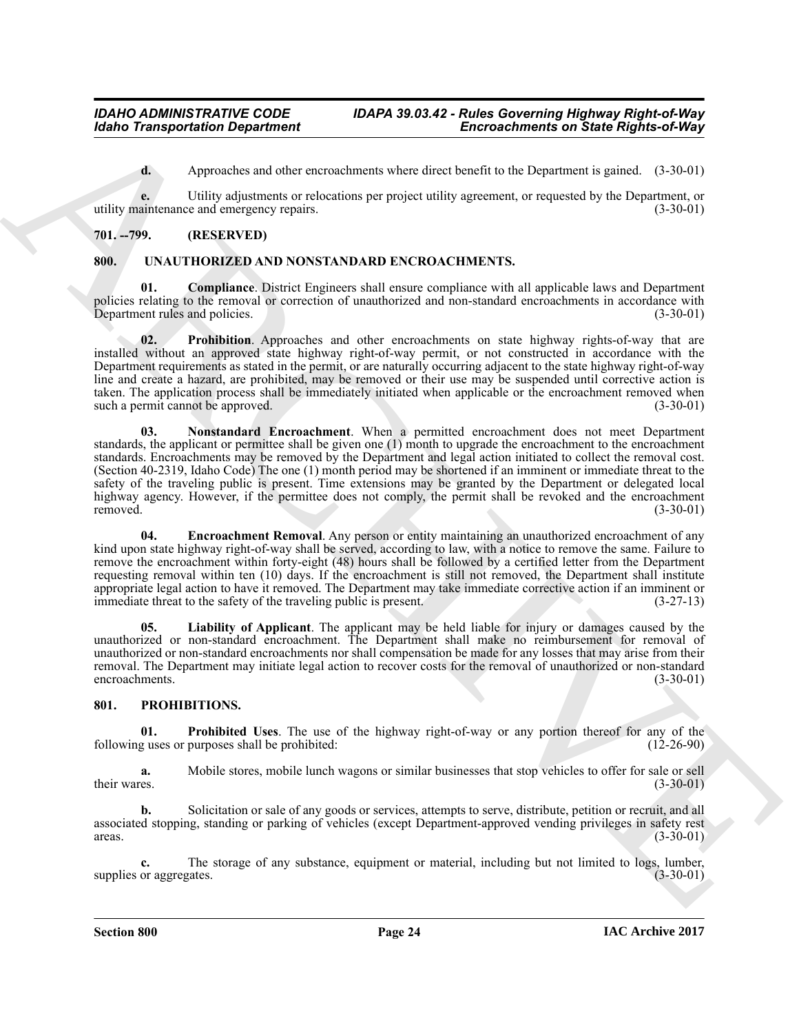**d.** Approaches and other encroachments where direct benefit to the Department is gained. (3-30-01)

**e.** Utility adjustments or relocations per project utility agreement, or requested by the Department, or utility maintenance and emergency repairs. (3-30-01)

## 701. --799. (RESERVED)

## 800. UNAUTHORIZED AND NONSTANDARD ENCROACHMENTS.

**01. Compliance**. District Engineers shall ensure compliance with all applicable laws and Department policies relating to the removal or correction of unauthorized and non-standard encroachments in accordance with Department rules and policies. (3-30-01)

**02. Prohibition**. Approaches and other encroachments on state highway rights-of-way that are installed without an approved state highway right-of-way permit, or not constructed in accordance with the Department requirements as stated in the permit, or are naturally occurring adjacent to the state highway right-of-way line and create a hazard, are prohibited, may be removed or their use may be suspended until corrective action is taken. The application process shall be immediately initiated when applicable or the encroachment removed when such a permit cannot be approved. (3-30-01)

**03. Nonstandard Encroachment**. When a permitted encroachment does not meet Department standards, the applicant or permittee shall be given one (1) month to upgrade the encroachment to the encroachment standards. Encroachments may be removed by the Department and legal action initiated to collect the removal cost. (Section 40-2319, Idaho Code) The one (1) month period may be shortened if an imminent or immediate threat to the safety of the traveling public is present. Time extensions may be granted by the Department or delegated local highway agency. However, if the permittee does not comply, the permit shall be revoked and the encroachment removed. (3-30-01)

**04. Encroachment Removal**. Any person or entity maintaining an unauthorized encroachment of any kind upon state highway right-of-way shall be served, according to law, with a notice to remove the same. Failure to remove the encroachment within forty-eight (48) hours shall be followed by a certified letter from the Department requesting removal within ten (10) days. If the encroachment is still not removed, the Department shall institute appropriate legal action to have it removed. The Department may take immediate corrective action if an imminent or immediate threat to the safety of the traveling public is present. (3-27-13)

**05. Liability of Applicant**. The applicant may be held liable for injury or damages caused by the unauthorized or non-standard encroachment. The Department shall make no reimbursement for removal of unauthorized or non-standard encroachments nor shall compensation be made for any losses that may arise from their removal. The Department may initiate legal action to recover costs for the removal of unauthorized or non-standard encroachments. (3-30-01)

## 801. PROHIBITIONS.

**01. Prohibited Uses**. The use of the highway right-of-way or any portion thereof for any of the following uses or purposes shall be prohibited: (12-26-90)

**a.** Mobile stores, mobile lunch wagons or similar businesses that stop vehicles to offer for sale or sell their wares. (3-30-01)

**b.** Solicitation or sale of any goods or services, attempts to serve, distribute, petition or recruit, and all associated stopping, standing or parking of vehicles (except Department-approved vending privileges in safety rest areas. (3-30-01)

**c.** The storage of any substance, equipment or material, including but not limited to logs, lumber, supplies or aggregates. (3-30-01)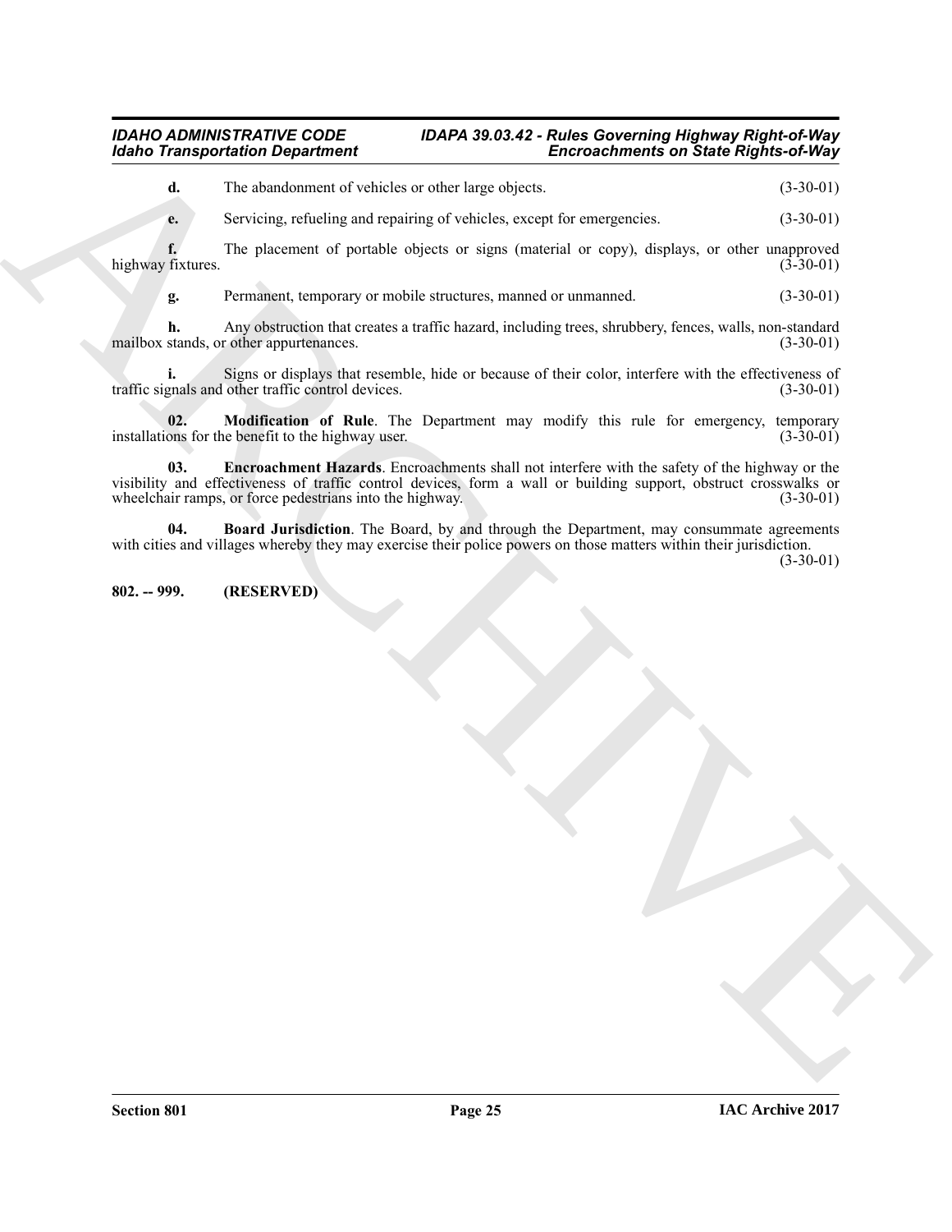**d.** The abandonment of vehicles or other large objects. (3-30-01)

**e.** Servicing, refueling and repairing of vehicles, except for emergencies. (3-30-01)

**f.** The placement of portable objects or signs (material or copy), displays, or other unapproved highway fixtures. (3-30-01)

**g.** Permanent, temporary or mobile structures, manned or unmanned. (3-30-01)

**h.** Any obstruction that creates a traffic hazard, including trees, shrubbery, fences, walls, non-standard mailbox stands, or other appurtenances. (3-30-01)

**i.** Signs or displays that resemble, hide or because of their color, interfere with the effectiveness of traffic signals and other traffic control devices. (3-30-01)

**02. Modification of Rule**. The Department may modify this rule for emergency, temporary installations for the benefit to the highway user. (3-30-01)

**03. Encroachment Hazards**. Encroachments shall not interfere with the safety of the highway or the visibility and effectiveness of traffic control devices, form a wall or building support, obstruct crosswalks or wheelchair ramps, or force pedestrians into the highway. (3-30-01)

**04. Board Jurisdiction**. The Board, by and through the Department, may consummate agreements with cities and villages whereby they may exercise their police powers on those matters within their jurisdiction. (3-30-01)

**802. -- 999. (RESERVED)**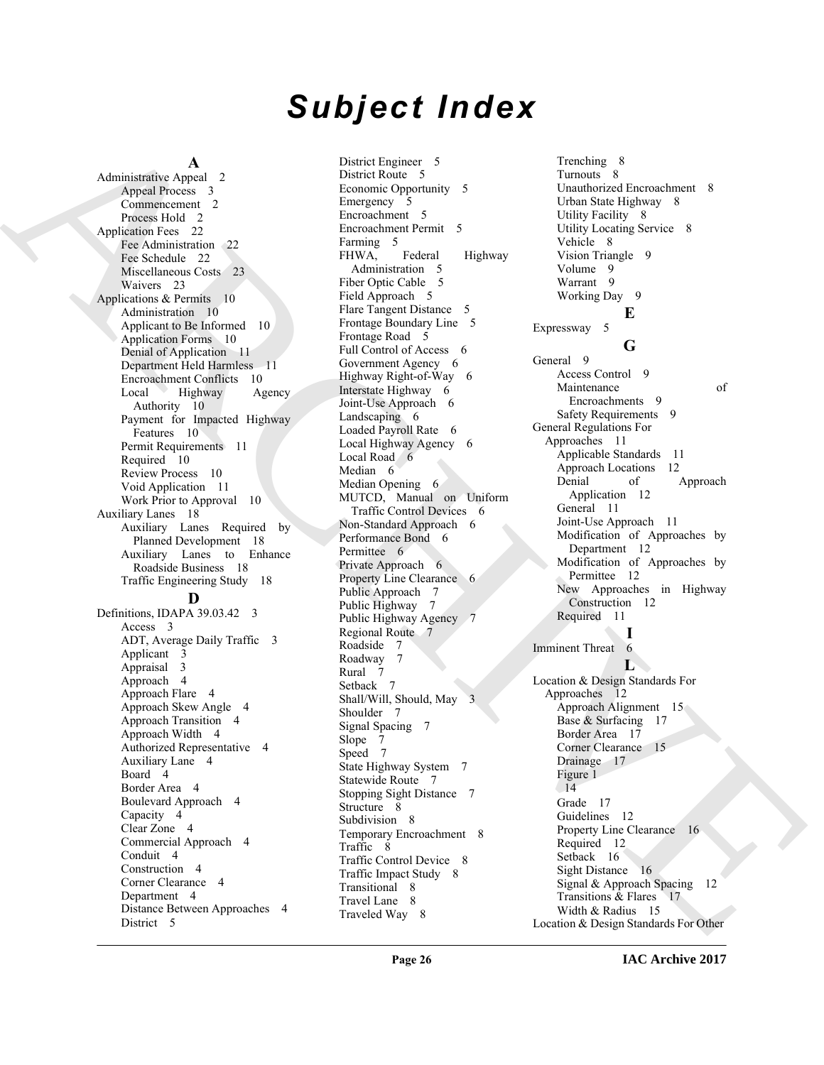# Subject Index

**A**

Administrative Appeal 2
- Appeal Process 3
- Commencement 2
- Process Hold 2

Application Fees 22
- Fee Administration 22
- Fee Schedule 22
- Miscellaneous Costs 23
- Waivers 23

Applications & Permits 10
- Administration 10
- Applicant to Be Informed 10
- Application Forms 10
- Denial of Application 11
- Department Held Harmless 11
- Encroachment Conflicts 10
- Local Highway Agency Authority 10
- Payment for Impacted Highway Features 10
- Permit Requirements 11
- Required 10
- Review Process 10
- Void Application 11
- Work Prior to Approval 10

Auxiliary Lanes 18
- Auxiliary Lanes Required by Planned Development 18
- Auxiliary Lanes to Enhance Roadside Business 18
- Traffic Engineering Study 18

**D**

Definitions, IDAPA 39.03.42 3
- Access 3
- ADT, Average Daily Traffic 3
- Applicant 3
- Appraisal 3
- Approach 4
- Approach Flare 4
- Approach Skew Angle 4
- Approach Transition 4
- Approach Width 4
- Authorized Representative 4
- Auxiliary Lane 4
- Board 4
- Border Area 4
- Boulevard Approach 4
- Capacity 4
- Clear Zone 4
- Commercial Approach 4
- Conduit 4
- Construction 4
- Corner Clearance 4
- Department 4
- Distance Between Approaches 4
- District 5
- District Engineer 5
- District Route 5
- Economic Opportunity 5
- Emergency 5
- Encroachment 5
- Encroachment Permit 5
- Farming 5
- FHWA, Federal Highway Administration 5
- Fiber Optic Cable 5
- Field Approach 5
- Flare Tangent Distance 5
- Frontage Boundary Line 5
- Frontage Road 5
- Full Control of Access 6
- Government Agency 6
- Highway Right-of-Way 6
- Interstate Highway 6
- Joint-Use Approach 6
- Landscaping 6
- Loaded Payroll Rate 6
- Local Highway Agency 6
- Local Road 6
- Median 6
- Median Opening 6
- MUTCD, Manual on Uniform Traffic Control Devices 6
- Non-Standard Approach 6
- Performance Bond 6
- Permittee 6
- Private Approach 6
- Property Line Clearance 6
- Public Approach 7
- Public Highway 7
- Public Highway Agency 7
- Regional Route 7
- Roadside 7
- Roadway 7
- Rural 7
- Setback 7
- Shall/Will, Should, May 3
- Shoulder 7
- Signal Spacing 7
- Slope 7
- Speed 7
- State Highway System 7
- Statewide Route 7
- Stopping Sight Distance 7
- Structure 8
- Subdivision 8
- Temporary Encroachment 8
- Traffic 8
- Traffic Control Device 8
- Traffic Impact Study 8
- Transitional 8
- Travel Lane 8
- Traveled Way 8
- Trenching 8
- Turnouts 8
- Unauthorized Encroachment 8
- Urban State Highway 8
- Utility Facility 8
- Utility Locating Service 8
- Vehicle 8
- Vision Triangle 9
- Volume 9
- Warrant 9
- Working Day 9

**E**

Expressway 5

**G**

General 9
- Access Control 9
- Maintenance of Encroachments 9
- Safety Requirements 9

General Regulations For Approaches 11
- Applicable Standards 11
- Approach Locations 12
- Denial of Approach Application 12
- General 11
- Joint-Use Approach 11
- Modification of Approaches by Department 12
- Modification of Approaches by Permittee 12
- New Approaches in Highway Construction 12
- Required 11

**I**

Imminent Threat 6

**L**

Location & Design Standards For Approaches 12
- Approach Alignment 15
- Base & Surfacing 17
- Border Area 17
- Corner Clearance 15
- Drainage 17
- Figure 1 14
- Grade 17
- Guidelines 12
- Property Line Clearance 16
- Required 12
- Setback 16
- Sight Distance 16
- Signal & Approach Spacing 12
- Transitions & Flares 17
- Width & Radius 15

Location & Design Standards For Other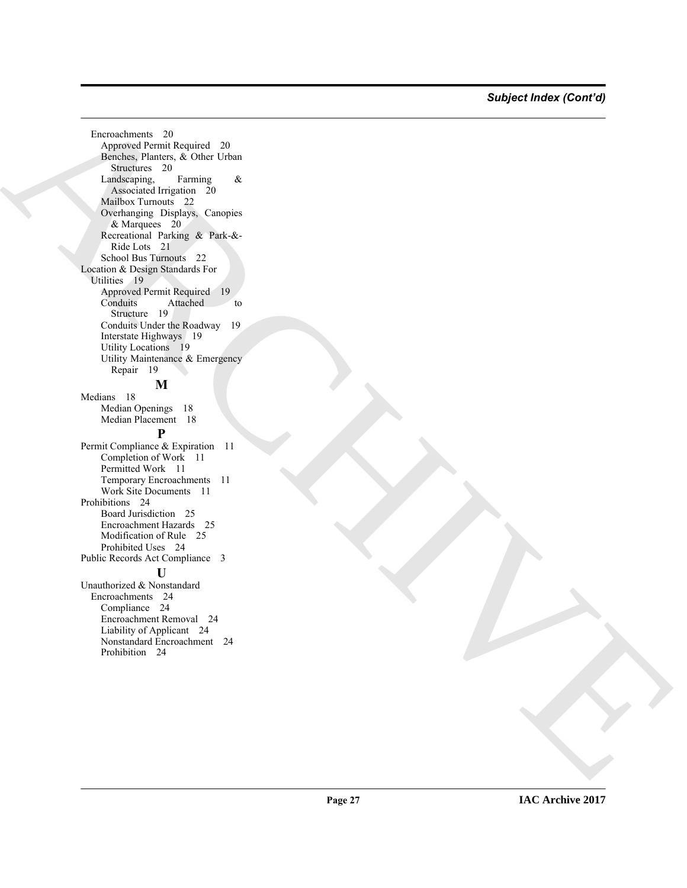Encroachments 20
- Approved Permit Required 20
- Benches, Planters, & Other Urban Structures 20
- Landscaping, Farming & Associated Irrigation 20
- Mailbox Turnouts 22
- Overhanging Displays, Canopies & Marquees 20
- Recreational Parking & Park-&-Ride Lots 21
- School Bus Turnouts 22

Location & Design Standards For Utilities 19
- Approved Permit Required 19
- Conduits Attached to Structure 19
- Conduits Under the Roadway 19
- Interstate Highways 19
- Utility Locations 19
- Utility Maintenance & Emergency Repair 19

**M**

Medians 18
- Median Openings 18
- Median Placement 18

**P**

Permit Compliance & Expiration 11
- Completion of Work 11
- Permitted Work 11
- Temporary Encroachments 11
- Work Site Documents 11

Prohibitions 24
- Board Jurisdiction 25
- Encroachment Hazards 25
- Modification of Rule 25
- Prohibited Uses 24

Public Records Act Compliance 3

**U**

Unauthorized & Nonstandard Encroachments 24
- Compliance 24
- Encroachment Removal 24
- Liability of Applicant 24
- Nonstandard Encroachment 24
- Prohibition 24